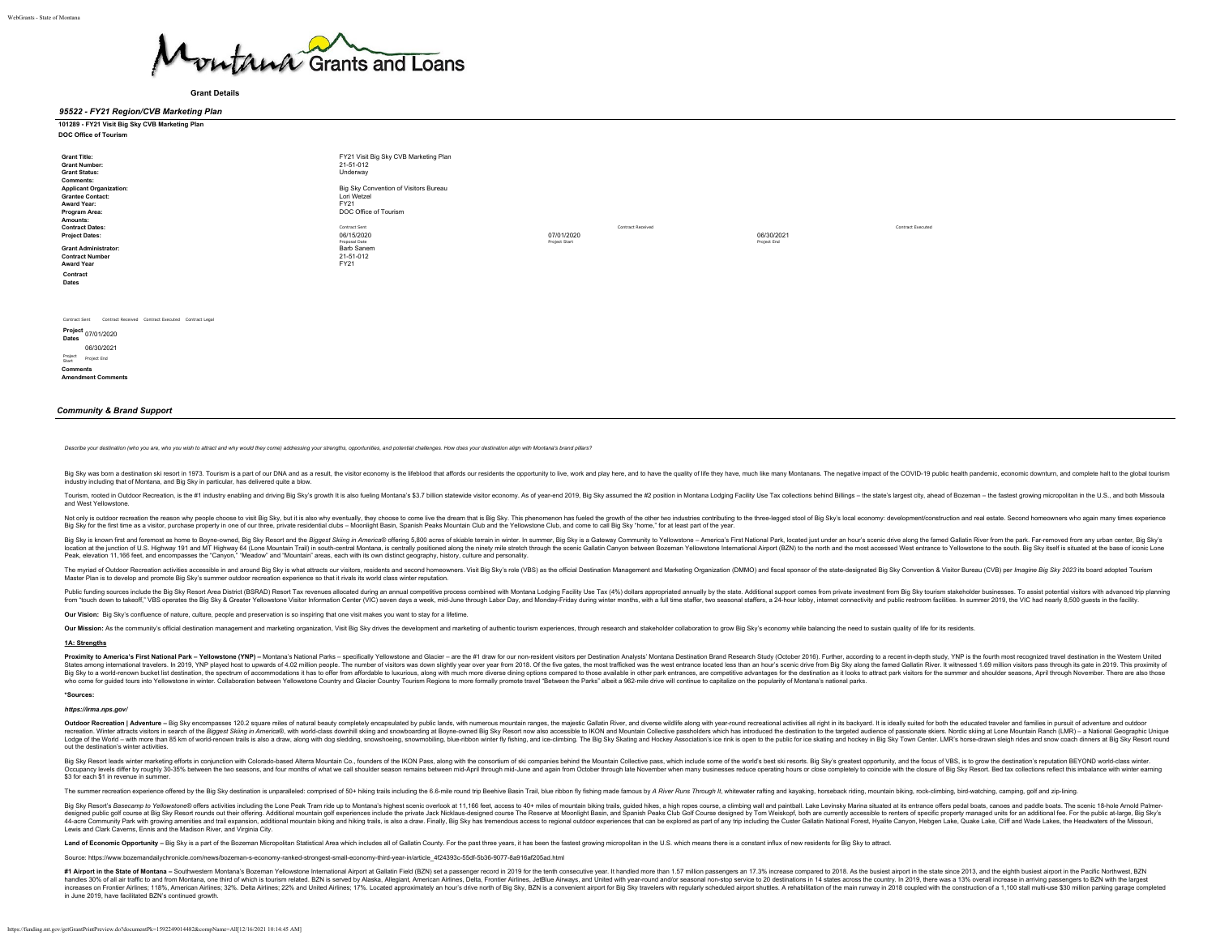# Montana Grants and Loans

**Grant Details**

### *95522 - FY21 Region/CVB Marketing Plan*

**101289 - FY21 Visit Big Sky CVB Marketing Plan**

**DOC Office of Tourism**

| | | | |
|---|---|---|---|
| **Grant Title:** | FY21 Visit Big Sky CVB Marketing Plan | | |
| **Grant Number:** | 21-51-012 | | |
| **Grant Status:** | Underway | | |
| **Comments:** | | | |
| **Applicant Organization:** | Big Sky Convention of Visitors Bureau | | |
| **Grantee Contact:** | Lori Wetzel | | |
| **Award Year:** | FY21 | | |
| **Program Area:** | DOC Office of Tourism | | |
| **Amounts:** | | | |
| **Contract Dates:** | Contract Sent | Contract Received | Contract Executed |
| **Project Dates:** | 06/15/2020 (Proposal Date) | 07/01/2020 (Project Start) | 06/30/2021 (Project End) |
| **Grant Administrator:** | Barb Sanem | | |
| **Contract Number** | 21-51-012 | | |
| **Award Year** | FY21 | | |

**Contract Dates**

Contract Sent | Contract Received | Contract Executed | Contract Legal

**Project Dates** 07/01/2020 (Project Start) 06/30/2021 (Project End)

**Comments**

**Amendment Comments**

## *Community & Brand Support*

*Describe your destination (who you are, who you wish to attract and why would they come) addressing your strengths, opportunities, and potential challenges. How does your destination align with Montana's brand pillars?*

Big Sky was born a destination ski resort in 1973. Tourism is a part of our DNA and as a result, the visitor economy is the lifeblood that affords our residents the opportunity to live, work and play here, and to have the quality of life they have, much like many Montanans. The negative impact of the COVID-19 public health pandemic, economic downturn, and complete halt to the global tourism industry including that of Montana, and Big Sky in particular, has delivered quite a blow.

Tourism, rooted in Outdoor Recreation, is the #1 industry enabling and driving Big Sky's growth It is also fueling Montana's $3.7 billion statewide visitor economy. As of year-end 2019, Big Sky assumed the #2 position in Montana Lodging Facility Use Tax collections behind Billings – the state's largest city, ahead of Bozeman – the fastest growing micropolitan in the U.S., and both Missoula and West Yellowstone.

Not only is outdoor recreation the reason why people choose to visit Big Sky, but it is also why eventually, they choose to come live the dream that is Big Sky. This phenomenon has fueled the growth of the other two industries contributing to the three-legged stool of Big Sky's local economy: development/construction and real estate. Second homeowners who again many times experience Big Sky for the first time as a visitor, purchase property in one of our three, private residential clubs – Moonlight Basin, Spanish Peaks Mountain Club and the Yellowstone Club, and come to call Big Sky "home," for at least part of the year.

Big Sky is known first and foremost as home to Boyne-owned, Big Sky Resort and the *Biggest Skiing in America®* offering 5,800 acres of skiable terrain in winter. In summer, Big Sky is a Gateway Community to Yellowstone – America's First National Park, located just under an hour's scenic drive along the famed Gallatin River from the park. Far-removed from any urban center, Big Sky's location at the junction of U.S. Highway 191 and MT Highway 64 (Lone Mountain Trail) in south-central Montana, is centrally positioned along the ninety mile stretch through the scenic Gallatin Canyon between Bozeman Yellowstone International Airport (BZN) to the north and the most accessed West entrance to Yellowstone to the south. Big Sky itself is situated at the base of iconic Lone Peak, elevation 11,166 feet, and encompasses the "Canyon," "Meadow" and "Mountain" areas, each with its own distinct geography, history, culture and personality.

The myriad of Outdoor Recreation activities accessible in and around Big Sky is what attracts our visitors, residents and second homeowners. Visit Big Sky's role (VBS) as the official Destination Management and Marketing Organization (DMMO) and fiscal sponsor of the state-designated Big Sky Convention & Visitor Bureau (CVB) per *Imagine Big Sky 2023* its board adopted Tourism Master Plan is to develop and promote Big Sky's summer outdoor recreation experience so that it rivals its world class winter reputation.

Public funding sources include the Big Sky Resort Area District (BSRAD) Resort Tax revenues allocated during an annual competitive process combined with Montana Lodging Facility Use Tax (4%) dollars appropriated annually by the state. Additional support comes from private investment from Big Sky tourism stakeholder businesses. To assist potential visitors with advanced trip planning from "touch down to takeoff," VBS operates the Big Sky & Greater Yellowstone Visitor Information Center (VIC) seven days a week, mid-June through Labor Day, and Monday-Friday during winter months, with a full time staffer, two seasonal staffers, a 24-hour lobby, internet connectivity and public restroom facilities. In summer 2019, the VIC had nearly 8,500 guests in the facility.

**Our Vision:** Big Sky's confluence of nature, culture, people and preservation is so inspiring that one visit makes you want to stay for a lifetime.

**Our Mission:** As the community's official destination management and marketing organization, Visit Big Sky drives the development and marketing of authentic tourism experiences, through research and stakeholder collaboration to grow Big Sky's economy while balancing the need to sustain quality of life for its residents.

**1A: Strengths**

**Proximity to America's First National Park – Yellowstone (YNP)** – Montana's National Parks – specifically Yellowstone and Glacier – are the #1 draw for our non-resident visitors per Destination Analysts' Montana Destination Brand Research Study (October 2016). Further, according to a recent in-depth study, YNP is the fourth most recognized travel destination in the Western United States among international travelers. In 2019, YNP played host to upwards of 4.02 million people. The number of visitors was down slightly year over year from 2018. Of the five gates, the most trafficked was the west entrance located less than an hour's scenic drive from Big Sky along the famed Gallatin River. It witnessed 1.69 million visitors pass through its gate in 2019. This proximity of Big Sky to a world-renown bucket list destination, the spectrum of accommodations it has to offer from affordable to luxurious, along with much more diverse dining options compared to those available in other park entrances, are competitive advantages for the destination as it looks to attract park visitors for the summer and shoulder seasons, April through November. There are also those who come for guided tours into Yellowstone in winter. Collaboration between Yellowstone Country and Glacier Country Tourism Regions to more formally promote travel "Between the Parks" albeit a 962-mile drive will continue to capitalize on the popularity of Montana's national parks.

**\*Sources:**

***https://irma.nps.gov/***

**Outdoor Recreation | Adventure** – Big Sky encompasses 120.2 square miles of natural beauty completely encapsulated by public lands, with numerous mountain ranges, the majestic Gallatin River, and diverse wildlife along with year-round recreational activities all right in its backyard. It is ideally suited for both the educated traveler and families in pursuit of adventure and outdoor recreation. Winter attracts visitors in search of the *Biggest Skiing in America®*, with world-class downhill skiing and snowboarding at Boyne-owned Big Sky Resort now also accessible to IKON and Mountain Collective passholders which has introduced the destination to the targeted audience of passionate skiers. Nordic skiing at Lone Mountain Ranch (LMR) – a National Geographic Unique Lodge of the World – with more than 85 km of world-renown trails is also a draw, along with dog sledding, snowshoeing, snowmobiling, blue-ribbon winter fly fishing, and ice-climbing. The Big Sky Skating and Hockey Association's ice rink is open to the public for ice skating and hockey in Big Sky Town Center. LMR's horse-drawn sleigh rides and snow coach dinners at Big Sky Resort round out the destination's winter activities.

Big Sky Resort leads winter marketing efforts in conjunction with Colorado-based Alterra Mountain Co., founders of the IKON Pass, along with the consortium of ski companies behind the Mountain Collective pass, which include some of the world's best ski resorts. Big Sky's greatest opportunity, and the focus of VBS, is to grow the destination's reputation BEYOND world-class winter. Occupancy levels differ by roughly 30-35% between the two seasons, and four months of what we call shoulder season remains between mid-April through mid-June and again from October through late November when many businesses reduce operating hours or close completely to coincide with the closure of Big Sky Resort. Bed tax collections reflect this imbalance with winter earning $3 for each $1 in revenue in summer.

The summer recreation experience offered by the Big Sky destination is unparalleled: comprised of 50+ hiking trails including the 6.6-mile round trip Beehive Basin Trail, blue ribbon fly fishing made famous by *A River Runs Through It*, whitewater rafting and kayaking, horseback riding, mountain biking, rock-climbing, bird-watching, camping, golf and zip-lining.

Big Sky Resort's *Basecamp to Yellowstone®* offers activities including the Lone Peak Tram ride up to Montana's highest scenic overlook at 11,166 feet, access to 40+ miles of mountain biking trails, guided hikes, a high ropes course, a climbing wall and paintball. Lake Levinsky Marina situated at its entrance offers pedal boats, canoes and paddle boats. The scenic 18-hole Arnold Palmer-designed public golf course at Big Sky Resort rounds out their offering. Additional mountain golf experiences include the private Jack Nicklaus-designed course The Reserve at Moonlight Basin, and Spanish Peaks Club Golf Course designed by Tom Weiskopf, both are currently accessible to renters of specific property managed units for an additional fee. For the public at-large, Big Sky's 44-acre Community Park with growing amenities and trail expansion, additional mountain biking and hiking trails, is also a draw. Finally, Big Sky has tremendous access to regional outdoor experiences that can be explored as part of any trip including the Custer Gallatin National Forest, Hyalite Canyon, Hebgen Lake, Quake Lake, Cliff and Wade Lakes, the Headwaters of the Missouri, Lewis and Clark Caverns, Ennis and the Madison River, and Virginia City.

**Land of Economic Opportunity** – Big Sky is a part of the Bozeman Micropolitan Statistical Area which includes all of Gallatin County. For the past three years, it has been the fastest growing micropolitan in the U.S. which means there is a constant influx of new residents for Big Sky to attract.

Source: https://www.bozemandailychronicle.com/news/bozeman-s-economy-ranked-strongest-small-economy-third-year-in/article_4f24393c-55df-5b36-9077-8a916af205ad.html

**#1 Airport in the State of Montana** – Southwestern Montana's Bozeman Yellowstone International Airport at Gallatin Field (BZN) set a passenger record in 2019 for the tenth consecutive year. It handled more than 1.57 million passengers an 17.3% increase compared to 2018. As the busiest airport in the state since 2013, and the eighth busiest airport in the Pacific Northwest, BZN handles 30% of all air traffic to and from Montana, one third of which is tourism related. BZN is served by Alaska, Allegiant, American Airlines, Delta, Frontier Airlines, JetBlue Airways, and United with year-round and/or seasonal non-stop service to 20 destinations in 14 states across the country. In 2019, there was a 13% overall increase in arriving passengers to BZN with the largest increases on Frontier Airlines; 118%, American Airlines; 32%. Delta Airlines; 22% and United Airlines; 17%. Located approximately an hour's drive north of Big Sky, BZN is a convenient airport for Big Sky travelers with regularly scheduled airport shuttles. A rehabilitation of the main runway in 2018 coupled with the construction of a 1,100 stall multi-use $30 million parking garage completed in June 2019, have facilitated BZN's continued growth.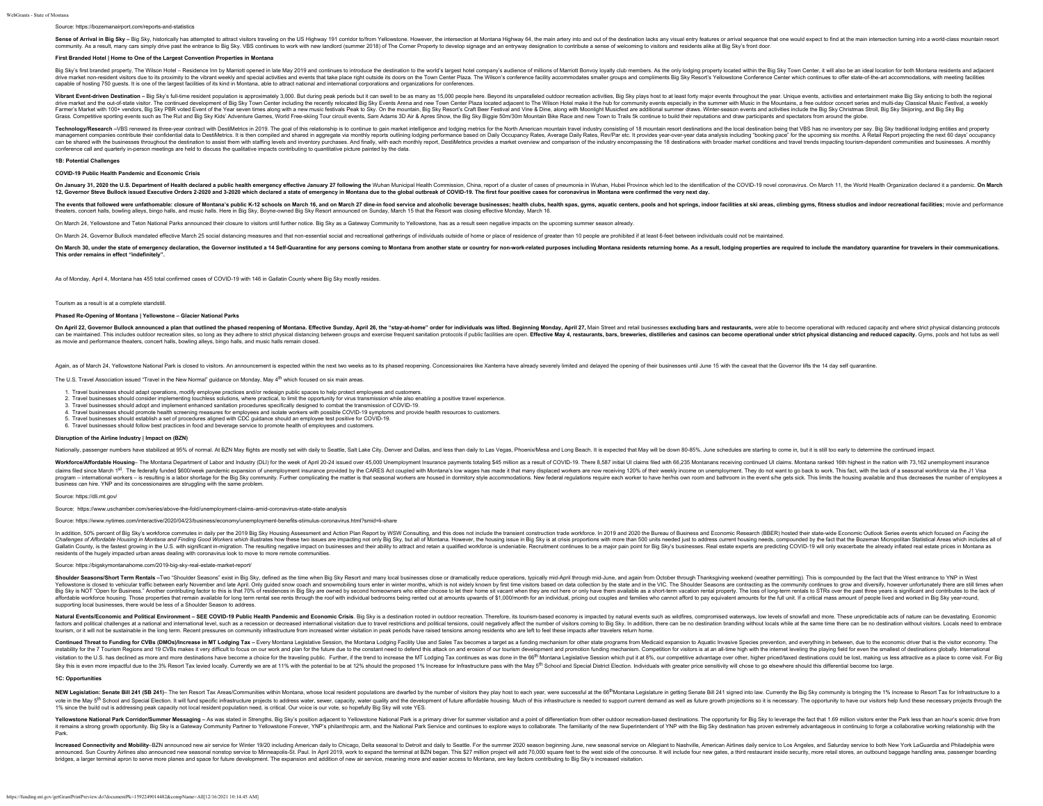Source: https://bozemanairport.com/reports-and-statistics

**Sense of Arrival in Big Sky –** Big Sky, historically has attempted to attract visitors traveling on the US Highway 191 corridor to/from Yellowstone. However, the intersection at Montana Highway 64, the main artery into and out of the destination lacks any visual entry features or arrival sequence that one would expect to find at the main intersection turning into a world-class mountain resort community. As a result, many cars simply drive past the entrance to Big Sky. VBS continues to work with new landlord (summer 2018) of The Corner Property to develop signage and an entryway designation to contribute a sense of welcoming to visitors and residents alike at Big Sky's front door.

**First Branded Hotel | Home to One of the Largest Convention Properties in Montana**

Big Sky's first branded property, The Wilson Hotel – Residence Inn by Marriott opened in late May 2019 and continues to introduce the destination to the world's largest hotel company's audience of millions of Marriott Bonvoy loyalty club members. As the only lodging property located within the Big Sky Town Center, it will also be an ideal location for both Montana residents and adjacent drive market non-resident visitors due to its proximity to the vibrant weekly and special activities and events that take place right outside its doors on the Town Center Plaza. The Wilson's conference facility accommodates smaller groups and compliments Big Sky Resort's Yellowstone Conference Center which continues to offer state-of-the-art accommodations, with meeting facilities capable of hosting 750 guests. It is one of the largest facilities of its kind in Montana, able to attract national and international corporations and organizations for conferences.

**Vibrant Event-driven Destination –** Big Sky's full-time resident population is approximately 3,000. But during peak periods but it can swell to be as many as 15,000 people here. Beyond its unparalleled outdoor recreation activities, Big Sky plays host to at least forty major events throughout the year. Unique events, activities and entertainment make Big Sky enticing to both the regional drive market and the out-of-state visitor. The continued development of Big Sky Town Center including the recently relocated Big Sky Events Arena and new Town Center Plaza located adjacent to The Wilson Hotel make it the hub for community events especially in the summer with Music in the Mountains, a free outdoor concert series and multi-day Classical Music Festival, a weekly Farmer's Market with 100+ vendors, Big Sky PBR voted Event of the Year seven times along with a new music festivals Peak to Sky. On the mountain, Big Sky Resort's Craft Beer Festival and Vine & Dine, along with Moonlight Musicfest are additional summer draws. Winter-season events and activities include the Big Sky Christmas Stroll, Big Sky Skijoring, and Big Sky Big Grass. Competitive sporting events such as The Rut and Big Sky Kids' Adventure Games, World Free-skiing Tour circuit events, Sam Adams 3D Air & Apres Show, the Big Sky Biggie 50m/30m Mountain Bike Race and new Town to Trails 5k continue to build their reputations and draw participants and spectators from around the globe.

**Technology/Research –**VBS renewed its three-year contract with DestiMetrics in 2019. The goal of this relationship is to continue to gain market intelligence and lodging metrics for the North American mountain travel industry consisting of 18 mountain resort destinations and the local destination being that VBS has no inventory per say. Big Sky traditional lodging entities and property management companies contribute their confidential data to DestiMetrics. It is then compiled and shared in aggregate via monthly reports outlining lodging performance based on Daily Occupancy Rates, Average Daily Rates, Rev/Par etc. It provides year-over-year data analysis including "booking pace" for the upcoming six months. A Retail Report projecting the next 60 days' occupancy can be shared with the businesses throughout the destination to assist them with staffing levels and inventory purchases. And finally, with each monthly report, DestiMetrics provides a market overview and comparison of the industry encompassing the 18 destinations with broader market conditions and travel trends impacting tourism-dependent communities and businesses. A monthly conference call and quarterly in-person meetings are held to discuss the qualitative impacts contributing to quantitative picture painted by the data.

**1B: Potential Challenges**

**COVID-19 Public Health Pandemic and Economic Crisis**

**On January 31, 2020 the U.S. Department of Health declared a public health emergency effective January 27 following the** Wuhan Municipal Health Commission, China, report of a cluster of cases of pneumonia in Wuhan, Hubei Province which led to the identification of the COVID-19 novel coronavirus. On March 11, the World Health Organization declared it a pandemic. **On March 12, Governor Steve Bullock issued Executive Orders 2-2020 and 3-2020 which declared a state of emergency in Montana due to the global outbreak of COVID-19. The first four positive cases for coronavirus in Montana were confirmed the very next day.**

**The events that followed were unfathomable: closure of Montana's public K-12 schools on March 16, and on March 27 dine-in food service and alcoholic beverage businesses; health clubs, health spas, gyms, aquatic centers, pools and hot springs, indoor facilities at ski areas, climbing gyms, fitness studios and indoor recreational facilities;** movie and performance theaters, concert halls, bowling alleys, bingo halls, and music halls. Here in Big Sky, Boyne-owned Big Sky Resort announced on Sunday, March 15 that the Resort was closing effective Monday, March 16.

On March 24, Yellowstone and Teton National Parks announced their closure to visitors until further notice. Big Sky as a Gateway Community to Yellowstone, has as a result seen negative impacts on the upcoming summer season already.

On March 24, Governor Bullock mandated effective March 25 social distancing measures and that non-essential social and recreational gatherings of individuals outside of home or place of residence of greater than 10 people are prohibited if at least 6-feet between individuals could not be maintained.

**On March 30, under the state of emergency declaration, the Governor instituted a 14 Self-Quarantine for any persons coming to Montana from another state or country for non-work-related purposes including Montana residents returning home. As a result, lodging properties are required to include the mandatory quarantine for travelers in their communications. This order remains in effect "indefinitely".**

As of Monday, April 4, Montana has 455 total confirmed cases of COVID-19 with 146 in Gallatin County where Big Sky mostly resides.

Tourism as a result is at a complete standstill.

**Phased Re-Opening of Montana | Yellowstone – Glacier National Parks**

**On April 22, Governor Bullock announced a plan that outlined the phased reopening of Montana. Effective Sunday, April 26, the "stay-at-home" order for individuals was lifted. Beginning Monday, April 27,** Main Street and retail businesses **excluding bars and restaurants,** were able to become operational with reduced capacity and where strict physical distancing protocols can be maintained. This includes outdoor recreation sites, so long as they adhere to strict physical distancing between groups and exercise frequent sanitation protocols if public facilities are open. **Effective May 4, restaurants, bars, breweries, distilleries and casinos can become operational under strict physical distancing and reduced capacity.** Gyms, pools and hot tubs as well as movie and performance theaters, concert halls, bowling alleys, bingo halls, and music halls remain closed.

Again, as of March 24, Yellowstone National Park is closed to visitors. An announcement is expected within the next two weeks as to its phased reopening. Concessionaires like Xanterra have already severely limited and delayed the opening of their businesses until June 15 with the caveat that the Governor lifts the 14 day self quarantine.

The U.S. Travel Association issued "Travel in the New Normal" guidance on Monday, May 4th which focused on six main areas.

1. Travel businesses should adopt operations, modify employee practices and/or redesign public spaces to help protect employees and customers.
2. Travel businesses should consider implementing touchless solutions, where practical, to limit the opportunity for virus transmission while also enabling a positive travel experience.
3. Travel businesses should adopt and implement enhanced sanitation procedures specifically designed to combat the transmission of COVID-19.
4. Travel businesses should promote health screening measures for employees and isolate workers with possible COVID-19 symptoms and provide health resources to customers.
5. Travel businesses should establish a set of procedures aligned with CDC guidance should an employee test positive for COVID-19.
6. Travel businesses should follow best practices in food and beverage service to promote health of employees and customers.

**Disruption of the Airline Industry | Impact on (BZN)**

Nationally, passenger numbers have stabilized at 95% of normal. At BZN May flights are mostly set with daily to Seattle, Salt Lake City, Denver and Dallas, and less than daily to Las Vegas, Phoenix/Mesa and Long Beach. It is expected that May will be down 80-85%. June schedules are starting to come in, but it is still too early to determine the continued impact.

**Workforce/Affordable Housing**– The Montana Department of Labor and Industry (DLI) for the week of April 20-24 issued over 45,000 Unemployment Insurance payments totaling $45 million as a result of COVID-19. There 8,587 initial UI claims filed with 66,235 Montanans receiving continued UI claims. Montana ranked 16th highest in the nation with 73,162 unemployment insurance claims filed since March 1st. The federally funded $600/week pandemic expansion of unemployment insurance provided by the CARES Act coupled with Montana's low wages has made it that many displaced workers are now receiving 120% of their weekly income on unemployment. They do not want to go back to work. This fact, with the lack of a seasonal workforce via the J1 Visa program – international workers – is resulting is a labor shortage for the Big Sky community. Further complicating the matter is that seasonal workers are housed in dormitory style accommodations. New federal regulations require each worker to have her/his own room and bathroom in the event s/he gets sick. This limits the housing available and thus decreases the number of employees a business can hire. YNP and its concessionaires are struggling with the same problem.

Source: https://dli.mt.gov/

Source: https://www.uschamber.com/series/above-the-fold/unemployment-claims-amid-coronavirus-state-state-analysis

Source: https://www.nytimes.com/interactive/2020/04/23/business/economy/unemployment-benefits-stimulus-coronavirus.html?smid=li-share

In addition, 50% percent of Big Sky's workforce commutes in daily per the 2019 Big Sky Housing Assessment and Action Plan Report by WSW Consulting, and this does not include the transient construction trade workforce. In 2019 and 2020 the Bureau of Business and Economic Research (BBER) hosted their state-wide Economic Outlook Series events which focused on *Facing the Challenges of Affordable Housing in Montana and Finding Good Workers which* illustrates how these two issues are impacting not only Big Sky, but all of Montana. However, the housing issue in Big Sky is at crisis proportions with more than 500 units needed just to address current housing needs, compounded by the fact that the Bozeman Micropolitan Statistical Areas which includes all of Gallatin County, is the fastest growing in the U.S. with significant in-migration. The resulting negative impact on businesses and their ability to attract and retain a qualified workforce is undeniable. Recruitment continues to be a major pain point for Big Sky's businesses. Real estate experts are predicting COVID-19 will only exacerbate the already inflated real estate prices in Montana as residents of the hugely impacted urban areas dealing with coronavirus look to move to more remote communities.

Source: https://bigskymontanahome.com/2019-big-sky-real-estate-market-report/

**Shoulder Seasons/Short Term Rentals –**Two "Shoulder Seasons" exist in Big Sky, defined as the time when Big Sky Resort and many local businesses close or dramatically reduce operations, typically mid-April through mid-June, and again from October through Thanksgiving weekend (weather permitting). This is compounded by the fact that the West entrance to YNP in West Yellowstone is closed to vehicular traffic between early November and late April. Only guided snow coach and snowmobiling tours enter in winter months, which is not widely known by first time visitors based on data collection by the state and in the VIC. The Shoulder Seasons are contracting as the community continues to grow and diversify, however unfortunately there are still times when Big Sky is NOT "Open for Business." Another contributing factor to this is that 70% of residences in Big Sky are owned by second homeowners who either choose to let their home sit vacant when they are not here or only have them available as a short-term vacation rental property. The loss of long-term rentals to STRs over the past three years is significant and contributes to the lack of affordable workforce housing. Those properties that remain available for long term rental see rents through the roof with individual bedrooms being rented out at amounts upwards of $1,000/month for an individual, pricing out couples and families who cannot afford to pay equivalent amounts for the full unit. If a critical mass amount of people lived and worked in Big Sky year-round, supporting local businesses, there would be less of a Shoulder Season to address.

**Natural Events/Economic and Political Environment – SEE COVID-19 Public Health Pandemic and Economic Crisis**. Big Sky is a destination rooted in outdoor recreation. Therefore, its tourism-based economy is impacted by natural events such as wildfires, compromised waterways, low levels of snowfall and more. These unpredictable acts of nature can be devastating. Economic factors and political challenges at a national and international level, such as a recession or decreased international visitation due to travel restrictions and political tensions, could negatively affect the number of visitors coming to Big Sky. In addition, there can be no destination without locals while at the same time there can be no destination without visitors. Locals need to embrace tourism, or it will not be sustainable in the long term. Recent pressures on community infrastructure from increased winter visitation in peak periods have raised tensions among residents who are left to feel these impacts after travelers return home.

**Continued Threat to Funding for CVBs (DMOs)/Increase in MT Lodging Tax –** Every Montana Legislative Session, the Montana Lodging Facility Use and Sales Tax becomes a target as a funding mechanism for other state programs from Medicaid expansion to Aquatic Invasive Species prevention, and everything in between, due to the economic driver that is the visitor economy. The instability for the 7 Tourism Regions and 19 CVBs makes it very difficult to focus on our work and plan for the future due to the constant need to defend this attack on and erosion of our tourism development and promotion funding mechanism. Competition for visitors is at an all-time high with the internet leveling the playing field for even the smallest of destinations globally. International visitation to the U.S. has declined as more and more destinations have become a choice for the traveling public. Further, if the trend to increase the MT Lodging Tax continues as was done in the 66th Montana Legislative Session which put it at 8%, our competitive advantage over other, higher priced/taxed destinations could be lost, making us less attractive as a place to come visit. For Big Sky this is even more impactful due to the 3% Resort Tax levied locally. Currently we are at 11% with the potential to be at 12% should the proposed 1% Increase for Infrastructure pass with the May 5th School and Special District Election. Individuals with greater price sensitivity will chose to go elsewhere should this differential become too large.

**1C: Opportunities**

**NEW Legislation: Senate Bill 241 (SB 241)**– The ten Resort Tax Areas/Communities within Montana, whose local resident populations are dwarfed by the number of visitors they play host to each year, were successful at the 66thMontana Legislature in getting Senate Bill 241 signed into law. Currently the Big Sky community is bringing the 1% Increase to Resort Tax for Infrastructure to a vote in the May 5th School and Special Election. It will fund specific infrastructure projects to address water, sewer, capacity, water quality and the development of future affordable housing. Much of this infrastructure is needed to support current demand as well as future growth projections so it is necessary. The opportunity to have our visitors help fund these necessary projects through the 1% since the build out is addressing peak capacity not local resident population need, is critical. Our voice is our vote, so hopefully Big Sky will vote YES.

**Yellowstone National Park Corridor/Summer Messaging –** As was stated in Strengths, Big Sky's position adjacent to Yellowstone National Park is a primary driver for summer visitation and a point of differentiation from other outdoor recreation-based destinations. The opportunity for Big Sky to leverage the fact that 1.69 million visitors enter the Park less than an hour's scenic drive from it remains a strong growth opportunity. Big Sky is a Gateway Community Partner to Yellowstone Forever, YNP's philanthropic arm, and the National Park Service and continues to explore ways to collaborate. The familiarity of the new Superintendent of YNP with the Big Sky destination has proven extremely advantageous in continuing to forge a collaborative working relationship with the Park.

**Increased Connectivity and Mobility**–BZN announced new air service for Winter 19/20 including American daily to Chicago, Delta seasonal to Detroit and daily to Seattle. For the summer 2020 season beginning June, new seasonal service on Allegiant to Nashville, American Airlines daily service to Los Angeles, and Saturday service to both New York LaGuardia and Philadelphia were announced. Sun Country Airlines also announced new seasonal nonstop service to Minneapolis-St. Paul. In April 2019, work to expand the terminal at BZN began. This $27 million project will add 70,000 square feet to the west side of the concourse. It will include four new gates, a third restaurant inside security, more retail stores, an outbound baggage handling area, passenger boarding bridges, a larger terminal apron to serve more planes and space for future development. The expansion and addition of new air service, meaning more and easier access to Montana, are key factors contributing to Big Sky's increased visitation.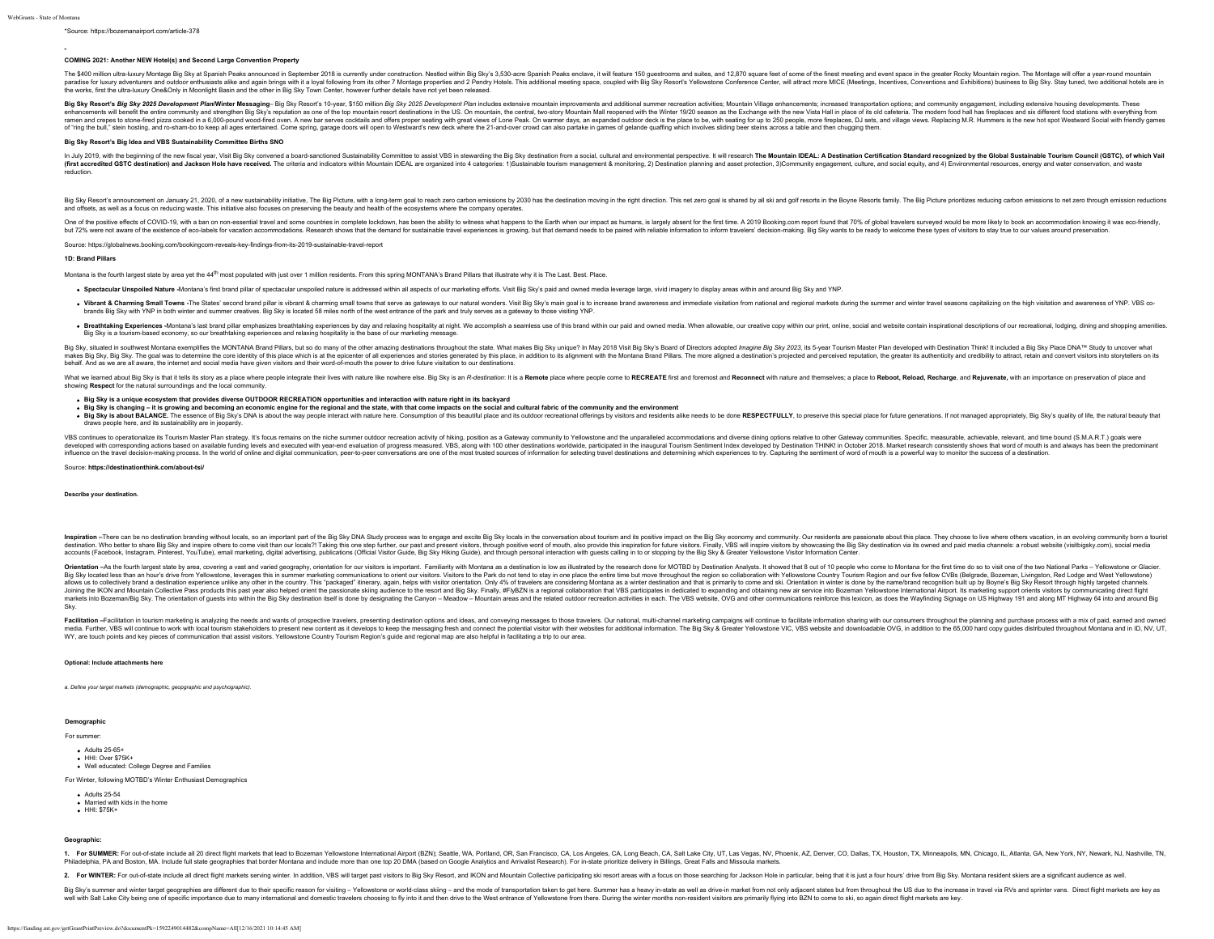*Source: https://bozemanairport.com/article-378

-

**COMING 2021: Another NEW Hotel(s) and Second Large Convention Property**

The $400 million ultra-luxury Montage Big Sky at Spanish Peaks announced in September 2018 is currently under construction. Nestled within Big Sky's 3,530-acre Spanish Peaks enclave, it will feature 150 guestrooms and suites, and 12,870 square feet of some of the finest meeting and event space in the greater Rocky Mountain region. The Montage will offer a year-round mountain paradise for luxury adventurers and outdoor enthusiasts alike and again brings with it a loyal following from its other 7 Montage properties and 2 Pendry Hotels. This additional meeting space, coupled with Big Sky Resort's Yellowstone Conference Center, will attract more MICE (Meetings, Incentives, Conventions and Exhibitions) business to Big Sky. Stay tuned, two additional hotels are in the works, first the ultra-luxury One&Only in Moonlight Basin and the other in Big Sky Town Center, however further details have not yet been released.

**Big Sky Resort's *Big Sky 2025 Development Plan*/Winter Messaging**– Big Sky Resort's 10-year, $150 million *Big Sky 2025 Development Plan* includes extensive mountain improvements and additional summer recreation activities; Mountain Village enhancements; increased transportation options; and community engagement, including extensive housing developments. These enhancements will benefit the entire community and strengthen Big Sky's reputation as one of the top mountain resort destinations in the US. On mountain, the central, two-story Mountain Mall reopened with the Winter 19/20 season as the Exchange with the new Vista Hall in place of its old cafeteria. The modern food hall has fireplaces and six different food stations with everything from ramen and crepes to stone-fired pizza cooked in a 6,000-pound wood-fired oven. A new bar serves cocktails and offers proper seating with great views of Lone Peak. On warmer days, an expanded outdoor deck is the place to be, with seating for up to 250 people, more fireplaces, DJ sets, and village views. Replacing M.R. Hummers is the new hot spot Westward Social with friendly games of "ring the bull," stein hosting, and ro-sham-bo to keep all ages entertained. Come spring, garage doors will open to Westward's new deck where the 21-and-over crowd can also partake in games of gelande quaffing which involves sliding beer steins across a table and then chugging them.

**Big Sky Resort's Big Idea and VBS Sustainability Committee Births SNO**

In July 2019, with the beginning of the new fiscal year, Visit Big Sky convened a board-sanctioned Sustainability Committee to assist VBS in stewarding the Big Sky destination from a social, cultural and environmental perspective. It will research **The Mountain IDEAL: A Destination Certification Standard recognized by the Global Sustainable Tourism Council (GSTC), of which Vail (first accredited GSTC destination) and Jackson Hole have received.** The criteria and indicators within Mountain IDEAL are organized into 4 categories: 1)Sustainable tourism management & monitoring, 2) Destination planning and asset protection, 3)Community engagement, culture, and social equity, and 4) Environmental resources, energy and water conservation, and waste reduction.

Big Sky Resort's announcement on January 21, 2020, of a new sustainability initiative, The Big Picture, with a long-term goal to reach zero carbon emissions by 2030 has the destination moving in the right direction. This net zero goal is shared by all ski and golf resorts in the Boyne Resorts family. The Big Picture prioritizes reducing carbon emissions to net zero through emission reductions and offsets, as well as a focus on reducing waste. This initiative also focuses on preserving the beauty and health of the ecosystems where the company operates.

One of the positive effects of COVID-19, with a ban on non-essential travel and some countries in complete lockdown, has been the ability to witness what happens to the Earth when our impact as humans, is largely absent for the first time. A 2019 Booking.com report found that 70% of global travelers surveyed would be more likely to book an accommodation knowing it was eco-friendly, but 72% were not aware of the existence of eco-labels for vacation accommodations. Research shows that the demand for sustainable travel experiences is growing, but that demand needs to be paired with reliable information to inform travelers' decision-making. Big Sky wants to be ready to welcome these types of visitors to stay true to our values around preservation.

Source: https://globalnews.booking.com/bookingcom-reveals-key-findings-from-its-2019-sustainable-travel-report

**1D: Brand Pillars**

Montana is the fourth largest state by area yet the 44th most populated with just over 1 million residents. From this spring MONTANA's Brand Pillars that illustrate why it is The Last. Best. Place.

- **Spectacular Unspoiled Nature** -Montana's first brand pillar of spectacular unspoiled nature is addressed within all aspects of our marketing efforts. Visit Big Sky's paid and owned media leverage large, vivid imagery to display areas within and around Big Sky and YNP.
- **Vibrant & Charming Small Towns** -The States' second brand pillar is vibrant & charming small towns that serve as gateways to our natural wonders. Visit Big Sky's main goal is to increase brand awareness and immediate visitation from national and regional markets during the summer and winter travel seasons capitalizing on the high visitation and awareness of YNP. VBS co-brands Big Sky with YNP in both winter and summer creatives. Big Sky is located 58 miles north of the west entrance of the park and truly serves as a gateway to those visiting YNP.
- **Breathtaking Experiences** -Montana's last brand pillar emphasizes breathtaking experiences by day and relaxing hospitality at night. We accomplish a seamless use of this brand within our paid and owned media. When allowable, our creative copy within our print, online, social and website contain inspirational descriptions of our recreational, lodging, dining and shopping amenities. Big Sky is a tourism-based economy, so our breathtaking experiences and relaxing hospitality is the base of our marketing message.

Big Sky, situated in southwest Montana exemplifies the MONTANA Brand Pillars, but so do many of the other amazing destinations throughout the state. What makes Big Sky unique? In May 2018 Visit Big Sky's Board of Directors adopted *Imagine Big Sky 2023*, its 5-year Tourism Master Plan developed with Destination Think! It included a Big Sky Place DNA™ Study to uncover what makes Big Sky, Big Sky. The goal was to determine the core identity of this place which is at the epicenter of all experiences and stories generated by this place, in addition to its alignment with the Montana Brand Pillars. The more aligned a destination's projected and perceived reputation, the greater its authenticity and credibility to attract, retain and convert visitors into storytellers on its behalf. And as we are all aware, the internet and social media have given visitors and their word-of-mouth the power to drive future visitation to our destinations.

What we learned about Big Sky is that it tells its story as a place where people integrate their lives with nature like nowhere else. Big Sky is an *R-destination*: It is a **Remote** place where people come to **RECREATE** first and foremost and **Reconnect** with nature and themselves; a place to **Reboot, Reload, Recharge**, and **Rejuvenate,** with an importance on preservation of place and showing **Respect** for the natural surroundings and the local community.

- **Big Sky is a unique ecosystem that provides diverse OUTDOOR RECREATION opportunities and interaction with nature right in its backyard**
- **Big Sky is changing – it is growing and becoming an economic engine for the regional and the state, with that come impacts on the social and cultural fabric of the community and the environment**
- **Big Sky is about BALANCE.** The essence of Big Sky's DNA is about the way people interact with nature here. Consumption of this beautiful place and its outdoor recreational offerings by visitors and residents alike needs to be done **RESPECTFULLY**, to preserve this special place for future generations. If not managed appropriately, Big Sky's quality of life, the natural beauty that draws people here, and its sustainability are in jeopardy.

VBS continues to operationalize its Tourism Master Plan strategy. It's focus remains on the niche summer outdoor recreation activity of hiking, position as a Gateway community to Yellowstone and the unparalleled accommodations and diverse dining options relative to other Gateway communities. Specific, measurable, achievable, relevant, and time bound (S.M.A.R.T.) goals were developed with corresponding actions based on available funding levels and executed with year-end evaluation of progress measured. VBS, along with 100 other destinations worldwide, participated in the inaugural Tourism Sentiment Index developed by Destination THINK! in October 2018. Market research consistently shows that word of mouth is and always has been the predominant influence on the travel decision-making process. In the world of online and digital communication, peer-to-peer conversations are one of the most trusted sources of information for selecting travel destinations and determining which experiences to try. Capturing the sentiment of word of mouth is a powerful way to monitor the success of a destination.

Source: **https://destinationthink.com/about-tsi/**

**Describe your destination.**

**Inspiration** –There can be no destination branding without locals, so an important part of the Big Sky DNA Study process was to engage and excite Big Sky locals in the conversation about tourism and its positive impact on the Big Sky economy and community. Our residents are passionate about this place. They choose to live where others vacation, in an evolving community born a tourist destination. Who better to share Big Sky and inspire others to come visit than our locals?! Taking this one step further, our past and present visitors, through positive word of mouth, also provide this inspiration for future visitors. Finally, VBS will inspire visitors by showcasing the Big Sky destination via its owned and paid media channels: a robust website (visitbigsky.com), social media accounts (Facebook, Instagram, Pinterest, YouTube), email marketing, digital advertising, publications (Official Visitor Guide, Big Sky Hiking Guide), and through personal interaction with guests calling in to or stopping by the Big Sky & Greater Yellowstone Visitor Information Center.

**Orientation** –As the fourth largest state by area, covering a vast and varied geography, orientation for our visitors is important. Familiarity with Montana as a destination is low as illustrated by the research done for MOTBD by Destination Analysts. It showed that 8 out of 10 people who come to Montana for the first time do so to visit one of the two National Parks – Yellowstone or Glacier. Big Sky located less than an hour's drive from Yellowstone, leverages this in summer marketing communications to orient our visitors. Visitors to the Park do not tend to stay in one place the entire time but move throughout the region so collaboration with Yellowstone Country Tourism Region and our five fellow CVBs (Belgrade, Bozeman, Livingston, Red Lodge and West Yellowstone) allows us to collectively brand a destination experience unlike any other in the country. This "packaged" itinerary, again, helps with visitor orientation. Only 4% of travelers are considering Montana as a winter destination and that is primarily to come and ski. Orientation in winter is done by the name/brand recognition built up by Boyne's Big Sky Resort through highly targeted channels. Joining the IKON and Mountain Collective Pass products this past year also helped orient the passionate skiing audience to the resort and Big Sky. Finally, #FlyBZN is a regional collaboration that VBS participates in dedicated to expanding and obtaining new air service into Bozeman Yellowstone International Airport. Its marketing support orients visitors by communicating direct flight markets into Bozeman/Big Sky. The orientation of guests into within the Big Sky destination itself is done by designating the Canyon – Meadow – Mountain areas and the related outdoor recreation activities in each. The VBS website, OVG and other communications reinforce this lexicon, as does the Wayfinding Signage on US Highway 191 and along MT Highway 64 into and around Big Sky.

**Facilitation** –Facilitation in tourism marketing is analyzing the needs and wants of prospective travelers, presenting destination options and ideas, and conveying messages to those travelers. Our national, multi-channel marketing campaigns will continue to facilitate information sharing with our consumers throughout the planning and purchase process with a mix of paid, earned and owned media. Further, VBS will continue to work with local tourism stakeholders to present new content as it develops to keep the messaging fresh and connect the potential visitor with their websites for additional information. The Big Sky & Greater Yellowstone VIC, VBS website and downloadable OVG, in addition to the 65,000 hard copy guides distributed throughout Montana and in ID, NV, UT, WY, are touch points and key pieces of communication that assist visitors. Yellowstone Country Tourism Region's guide and regional map are also helpful in facilitating a trip to our area.

**Optional: Include attachments here**

*a. Define your target markets (demographic, geopgraphic and psychographic).*

**Demographic**

For summer:

- Adults 25-65+
- HHI: Over $75K+
- Well educated: College Degree and Families

For Winter, following MOTBD's Winter Enthusiast Demographics

- Adults 25-54
- Married with kids in the home
- HHI: $75K+

**Geographic:**

**1. For SUMMER:** For out-of-state include all 20 direct flight markets that lead to Bozeman Yellowstone International Airport (BZN); Seattle, WA, Portland, OR, San Francisco, CA, Los Angeles, CA, Long Beach, CA, Salt Lake City, UT, Las Vegas, NV, Phoenix, AZ, Denver, CO, Dallas, TX, Houston, TX, Minneapolis, MN, Chicago, IL, Atlanta, GA, New York, NY, Newark, NJ, Nashville, TN, Philadelphia, PA and Boston, MA. Include full state geographies that border Montana and include more than one top 20 DMA (based on Google Analytics and Arrivalist Research). For in-state prioritize delivery in Billings, Great Falls and Missoula markets.

**2. For WINTER:** For out-of-state include all direct flight markets serving winter. In addition, VBS will target past visitors to Big Sky Resort, and IKON and Mountain Collective participating ski resort areas with a focus on those searching for Jackson Hole in particular, being that it is just a four hours' drive from Big Sky. Montana resident skiers are a significant audience as well.

Big Sky's summer and winter target geographies are different due to their specific reason for visiting – Yellowstone or world-class skiing – and the mode of transportation taken to get here. Summer has a heavy in-state as well as drive-in market from not only adjacent states but from throughout the US due to the increase in travel via RVs and sprinter vans. Direct flight markets are key as well with Salt Lake City being one of specific importance due to many international and domestic travelers choosing to fly into it and then drive to the West entrance of Yellowstone from there. During the winter months non-resident visitors are primarily flying into BZN to come to ski, so again direct flight markets are key.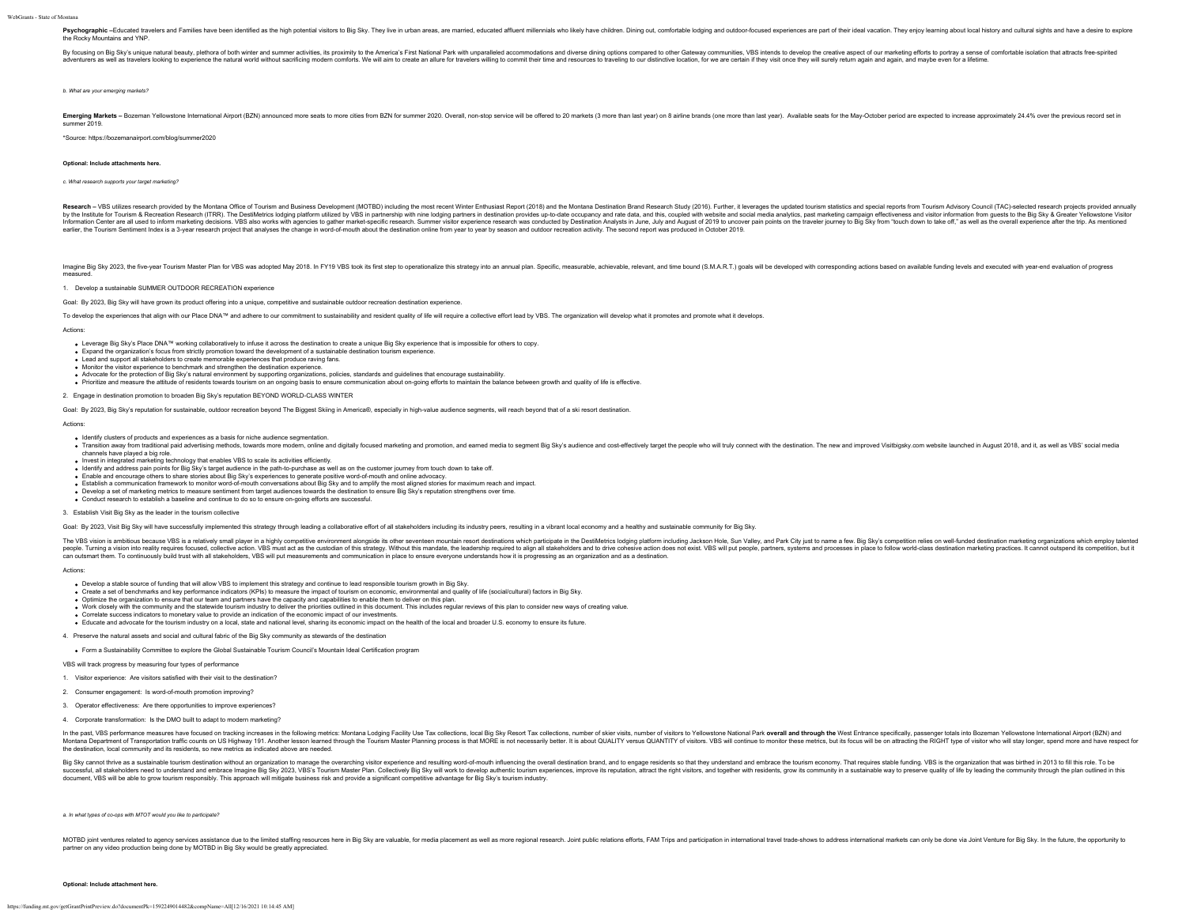**Psychographic** –Educated travelers and Families have been identified as the high potential visitors to Big Sky. They live in urban areas, are married, educated affluent millennials who likely have children. Dining out, comfortable lodging and outdoor-focused experiences are part of their ideal vacation. They enjoy learning about local history and cultural sights and have a desire to explore the Rocky Mountains and YNP.

By focusing on Big Sky's unique natural beauty, plethora of both winter and summer activities, its proximity to the America's First National Park with unparalleled accommodations and diverse dining options compared to other Gateway communities, VBS intends to develop the creative aspect of our marketing efforts to portray a sense of comfortable isolation that attracts free-spirited adventurers as well as travelers looking to experience the natural world without sacrificing modern comforts. We will aim to create an allure for travelers willing to commit their time and resources to traveling to our distinctive location, for we are certain if they visit once they will surely return again and again, and maybe even for a lifetime.

*b. What are your emerging markets?*

**Emerging Markets** – Bozeman Yellowstone International Airport (BZN) announced more seats to more cities from BZN for summer 2020. Overall, non-stop service will be offered to 20 markets (3 more than last year) on 8 airline brands (one more than last year). Available seats for the May-October period are expected to increase approximately 24.4% over the previous record set in summer 2019.

*Source: https://bozemanairport.com/blog/summer2020

**Optional: Include attachments here.**

*c. What research supports your target marketing?*

**Research** – VBS utilizes research provided by the Montana Office of Tourism and Business Development (MOTBD) including the most recent Winter Enthusiast Report (2018) and the Montana Destination Brand Research Study (2016). Further, it leverages the updated tourism statistics and special reports from Tourism Advisory Council (TAC)-selected research projects provided annually by the Institute for Tourism & Recreation Research (ITRR). The DestiMetrics lodging platform utilized by VBS in partnership with nine lodging partners in destination provides up-to-date occupancy and rate data, and this, coupled with website and social media analytics, past marketing campaign effectiveness and visitor information from guests to the Big Sky & Greater Yellowstone Visitor Information Center are all used to inform marketing decisions. VBS also works with agencies to gather market-specific research. Summer visitor experience research was conducted by Destination Analysts in June, July and August of 2019 to uncover pain points on the traveler journey to Big Sky from "touch down to take off," as well as the overall experience after the trip. As mentioned earlier, the Tourism Sentiment Index is a 3-year research project that analyses the change in word-of-mouth about the destination online from year to year by season and outdoor recreation activity. The second report was produced in October 2019.

Imagine Big Sky 2023, the five-year Tourism Master Plan for VBS was adopted May 2018. In FY19 VBS took its first step to operationalize this strategy into an annual plan. Specific, measurable, achievable, relevant, and time bound (S.M.A.R.T.) goals will be developed with corresponding actions based on available funding levels and executed with year-end evaluation of progress measured.

1. Develop a sustainable SUMMER OUTDOOR RECREATION experience

Goal: By 2023, Big Sky will have grown its product offering into a unique, competitive and sustainable outdoor recreation destination experience.

To develop the experiences that align with our Place DNA™ and adhere to our commitment to sustainability and resident quality of life will require a collective effort lead by VBS. The organization will develop what it promotes and promote what it develops.

Actions:

- Leverage Big Sky's Place DNA™ working collaboratively to infuse it across the destination to create a unique Big Sky experience that is impossible for others to copy.
- Expand the organization's focus from strictly promotion toward the development of a sustainable destination tourism experience.
- Lead and support all stakeholders to create memorable experiences that produce raving fans.
- Monitor the visitor experience to benchmark and strengthen the destination experience.
- Advocate for the protection of Big Sky's natural environment by supporting organizations, policies, standards and guidelines that encourage sustainability.
- Prioritize and measure the attitude of residents towards tourism on an ongoing basis to ensure communication about on-going efforts to maintain the balance between growth and quality of life is effective.

2. Engage in destination promotion to broaden Big Sky's reputation BEYOND WORLD-CLASS WINTER

Goal: By 2023, Big Sky's reputation for sustainable, outdoor recreation beyond The Biggest Skiing in America®, especially in high-value audience segments, will reach beyond that of a ski resort destination.

Actions:

- Identify clusters of products and experiences as a basis for niche audience segmentation.
- Transition away from traditional paid advertising methods, towards more modern, online and digitally focused marketing and promotion, and earned media to segment Big Sky's audience and cost-effectively target the people who will truly connect with the destination. The new and improved Visitbigsky.com website launched in August 2018, and it, as well as VBS' social media channels have played a big role.
- Invest in integrated marketing technology that enables VBS to scale its activities efficiently.
- Identify and address pain points for Big Sky's target audience in the path-to-purchase as well as on the customer journey from touch down to take off.
- Enable and encourage others to share stories about Big Sky's experiences to generate positive word-of-mouth and online advocacy.
- Establish a communication framework to monitor word-of-mouth conversations about Big Sky and to amplify the most aligned stories for maximum reach and impact.
- Develop a set of marketing metrics to measure sentiment from target audiences towards the destination to ensure Big Sky's reputation strengthens over time.
- Conduct research to establish a baseline and continue to do so to ensure on-going efforts are successful.

3. Establish Visit Big Sky as the leader in the tourism collective

Goal: By 2023, Visit Big Sky will have successfully implemented this strategy through leading a collaborative effort of all stakeholders including its industry peers, resulting in a vibrant local economy and a healthy and sustainable community for Big Sky.

The VBS vision is ambitious because VBS is a relatively small player in a highly competitive environment alongside its other seventeen mountain resort destinations which participate in the DestiMetrics lodging platform including Jackson Hole, Sun Valley, and Park City just to name a few. Big Sky's competition relies on well-funded destination marketing organizations which employ talented people. Turning a vision into reality requires focused, collective action. VBS must act as the custodian of this strategy. Without this mandate, the leadership required to align all stakeholders and to drive cohesive action does not exist. VBS will put people, partners, systems and processes in place to follow world-class destination marketing practices. It cannot outspend its competition, but it can outsmart them. To continuously build trust with all stakeholders, VBS will put measurements and communication in place to ensure everyone understands how it is progressing as an organization and as a destination.

Actions:

- Develop a stable source of funding that will allow VBS to implement this strategy and continue to lead responsible tourism growth in Big Sky.
- Create a set of benchmarks and key performance indicators (KPIs) to measure the impact of tourism on economic, environmental and quality of life (social/cultural) factors in Big Sky.
- Optimize the organization to ensure that our team and partners have the capacity and capabilities to enable them to deliver on this plan.
- Work closely with the community and the statewide tourism industry to deliver the priorities outlined in this document. This includes regular reviews of this plan to consider new ways of creating value.
- Correlate success indicators to monetary value to provide an indication of the economic impact of our investments.
- Educate and advocate for the tourism industry on a local, state and national level, sharing its economic impact on the health of the local and broader U.S. economy to ensure its future.

4. Preserve the natural assets and social and cultural fabric of the Big Sky community as stewards of the destination

- Form a Sustainability Committee to explore the Global Sustainable Tourism Council's Mountain Ideal Certification program

VBS will track progress by measuring four types of performance

1. Visitor experience: Are visitors satisfied with their visit to the destination?
2. Consumer engagement: Is word-of-mouth promotion improving?
3. Operator effectiveness: Are there opportunities to improve experiences?
4. Corporate transformation: Is the DMO built to adapt to modern marketing?

In the past, VBS performance measures have focused on tracking increases in the following metrics: Montana Lodging Facility Use Tax collections, local Big Sky Resort Tax collections, number of skier visits, number of visitors to Yellowstone National Park **overall and through the** West Entrance specifically, passenger totals into Bozeman Yellowstone International Airport (BZN) and Montana Department of Transportation traffic counts on US Highway 191. Another lesson learned through the Tourism Master Planning process is that MORE is not necessarily better. It is about QUALITY versus QUANTITY of visitors. VBS will continue to monitor these metrics, but its focus will be on attracting the RIGHT type of visitor who will stay longer, spend more and have respect for the destination, local community and its residents, so new metrics as indicated above are needed.

Big Sky cannot thrive as a sustainable tourism destination without an organization to manage the overarching visitor experience and resulting word-of-mouth influencing the overall destination brand, and to engage residents so that they understand and embrace the tourism economy. That requires stable funding. VBS is the organization that was birthed in 2013 to fill this role. To be successful, all stakeholders need to understand and embrace Imagine Big Sky 2023, VBS's Tourism Master Plan. Collectively Big Sky will work to develop authentic tourism experiences, improve its reputation, attract the right visitors, and together with residents, grow its community in a sustainable way to preserve quality of life by leading the community through the plan outlined in this document, VBS will be able to grow tourism responsibly. This approach will mitigate business risk and provide a significant competitive advantage for Big Sky's tourism industry.

*a. In what types of co-ops with MTOT would you like to participate?*

MOTBD joint ventures related to agency services assistance due to the limited staffing resources here in Big Sky are valuable, for media placement as well as more regional research. Joint public relations efforts, FAM Trips and participation in international travel trade-shows to address international markets can only be done via Joint Venture for Big Sky. In the future, the opportunity to partner on any video production being done by MOTBD in Big Sky would be greatly appreciated.

**Optional: Include attachment here.**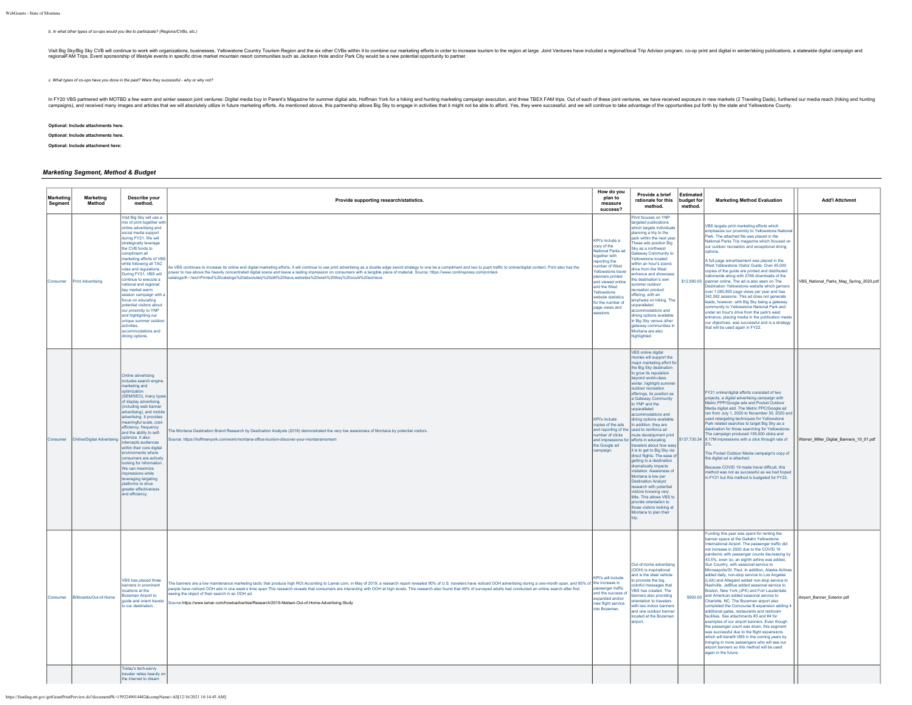*b. In what other types of co-ops would you like to participate? (Regions/CVBs, etc.)*

Visit Big Sky/Big Sky CVB will continue to work with organizations, businesses, Yellowstone Country Tourism Region and the six other CVBs within it to combine our marketing efforts in order to increase tourism to the region at large. Joint Ventures have included a regional/local Trip Advisor program, co-op print and digital in winter/skiing publications, a statewide digital campaign and regionalFAM Trips. Event sponsorship of lifestyle events in specific drive market mountain resort communities such as Jackson Hole and/or Park City would be a new potential opportunity to partner.

*c. What types of co-ops have you done in the past? Were they successful - why or why not?*

In FY20 VBS partnered with MOTBD a few warm and winter season joint ventures: Digital media buy in Parent's Magazine for summer digital ads, Hoffman York for a hiking and hunting marketing campaign execution, and three TBEX FAM trips. Out of each of these joint ventures, we have received exposure in new markets (2 Traveling Dads), furthered our media reach (hiking and hunting campaigns), and received many images and articles that we will absolutely utilize in future marketing efforts. As mentioned above, this partnership allows Big Sky to engage in activities that it might not be able to afford. Yes, they were successful, and we will continue to take advantage of the opportunities put forth by the state and Yellowstone County.

**Optional: Include attachments here.**

**Optional: Include attachments here.**

**Optional: Include attachment here:**

## *Marketing Segment, Method & Budget*

| Marketing Segment | Marketing Method | Describe your method. | Provide supporting research/statistics. | How do you plan to measure success? | Provide a brief rationale for this method. | Estimated budget for method. | Marketing Method Evaluation | Add'l Attchmnt |
|---|---|---|---|---|---|---|---|---|
| Consumer | Print Advertising | Visit Big Sky will use a mix of print together with online advertising and social media support during FY21. We will strategically leverage the CVB funds to compliment all marketing efforts of VBS while following all TAC rules and regulations. During FY21, VBS will continue to execute a national and regional key market warm season campaign with a focus on educating potential visitors about our proximity to YNP and highlighting our unique summer outdoor activities, accommodations and dining options. | As VBS continues to increase its online and digital marketing efforts, it will continue to use print advertising as a double edge sword strategy to one be a compliment and two to push traffic to online/digital content. Print also has the power to rise above the heavily concentrated digital scene and leave a lasting impression on consumers with a tangible piece of material. Source: https://www.conlinspress.com/printed-catalogs/#:~:text=Printed%20catalogs%20absolutely%20still%20have,websites%20wish%20they%20could%20achieve | KPI's include a copy of the National Parks ad together with reporting the number of West Yellowstone travel planners printed and viewed online and the West Yellowstone website statistics for the number of page views and sessions. | Print focuses on YNP targeted publications which targets individuals planning a trip to the park within the next year. These ads position Big Sky as a northwest Gateway Community to Yellowstone located within an hour's scenic drive from the West entrance and showcase the destination's own summer outdoor recreation product offering, with an emphasis on hiking. The unparalleled accommodations and dining options available in Big Sky versus other gateway communities in Montana are also highlighted. | $12,990.00 | VBS targets print marketing efforts which emphasize our proximity to Yellowstone National Park. The attached file was placed in the National Parks Trip magazine which focused on our outdoor recreation and exceptional dining options.<br><br>A full-page advertisement was placed in the West Yellowstone Visitor Guide. Over 45,000 copies of the guide are printed and distributed nationwide along with 2766 downloads of the planner online. The ad is also seen on The Destination Yellowstone website which garners over 1,080,800 page views per year and has 342,082 sessions. This ad does not generate leads, however, with Big Sky being a gateway community to Yellowstone National Park and under an hour's drive from the park's west entrance, placing media in the publication meets our objectives, was successful and is a strategy that will be used again in FY22. | VBS_National_Parks_Mag_Spring_2020.pdf |
| Consumer | Online/Digital Advertising | Online advertising includes search engine marketing and optimization (SEM/SEO), many types of display advertising (including web banner advertising), and mobile advertising. It provides meaningful scale, cost-efficiency, frequency and the ability to self-optimize. It also intercepts audiences within their core digital environments where consumers are actively looking for information. We can maximize impressions while leveraging targeting platforms to drive greater effectiveness and efficiency. | The Montana Destination Brand Research by Destination Analysts (2016) demonstrated the very low awareness of Montana by potential visitors.<br><br>Source: https://hoffmanyork.com/work/montana-office-tourism-discover-your-montanamoment | KPI's include copies of the ads and reporting of the number of clicks and impressions for the Google ad campaign. | VBS online digital monies will support the major marketing effort for the Big Sky destination to grow its reputation beyond world-class winter, highlight summer outdoor recreation offerings, its position as a Gateway Community to YNP and the unparalleled accommodations and dining options available. In addition, they are used to reinforce air route development print efforts in educating travelers about how easy it is to get to Big Sky via direct flights. The ease of getting to a destination dramatically impacts visitation. Awareness of Montana is low per Destination Analyst research with potential visitors knowing very little. This allows VBS to provide orientation to those visitors looking at Montana to plan their trip. | $137,730.34 | FY21 online/digital efforts consisted of two projects, a digital advertising campaign with Metric PPP/Google ads and Pocket Outdoor Media digital add. The Metric PPC/Google ad ran from July 1, 2020 to November 30, 2020 and used retargeting techniques for Yellowstone Park related searches to target Big Sky as a destination for those searching for Yellowstone. The campaign produced 159,000 clicks and 8.17M impressions with a click through rate of 2%.<br><br>The Pocket Outdoor Media campaign's copy of the digital ad is attached.<br><br>Because COVID 19 made travel difficult, this method was not as successful as we had hoped in FY21 but this method is budgeted for FY22. | Warren_Miller_Digital_Banners_10_01.pdf |
| Consumer | Billboards/Out-of-Home | VBS has placed three banners in prominent locations at the Bozeman Airport to guide and orient travels to our destination. | The banners are a low maintenance marketing tactic that produce high ROI.According to Lamar.com, in May of 2019, a research report revealed 90% of U.S. travelers have noticed OOH advertising during a one-month span, and 80% of people have noticed OOH ads in one week's time span.This research reveals that consumers are interacting with OOH at high levels. This research also found that 46% of surveyed adults had conducted an online search after first seeing the object of their search in an OOH ad.<br><br>Source:https://www.lamar.com/howtoadvertise/Research/2019-Nielsen-Out-of-Home-Advertising-Study | KPI's will include the increase in passenger traffic and the success of expanded and/or new flight service into Bozeman. | Out-of-home advertising (OOH) is inspirational and is the ideal vehicle to promote the big, colorful messages that VBS has created. The banners also providing orientation to travelers with two indoor banners and one outdoor banner located at the Bozeman airport. | $900.00 | Funding this year was spent for renting the banner space at the Gallatin Yellowstone International Airport. The passenger traffic did not increase in 2020 due to the COVID 19 pandemic with passenger counts decreasing by 43.5%, even so, an eighth airline was added, Sun Country, with seasonal service to Minneapolis/St. Paul. In addition, Alaska Airlines added daily, non-stop service to Los Angeles (LAX) and Allegiant added non-stop service to Nashville. JetBlue added seasonal service to Boston, New York (JFK) and Fort Lauderdale and American added seasonal service to Charlotte, NC. The Bozeman airport also completed the Concourse B expansion adding 4 additional gates, restaurants and restroom facilities. See attachments #3 and #4 for examples of our airport banners. Even though the passenger count was down, this segment was successful due to the flight expansions which will benefit VBS in the coming years by bringing in more passengers who will see our airport banners so this method will be used again in the future. | Airport_Banner_Exterior.pdf |
| | | Today's tech-savvy traveler relies heavily on the internet to dream | | | | | | |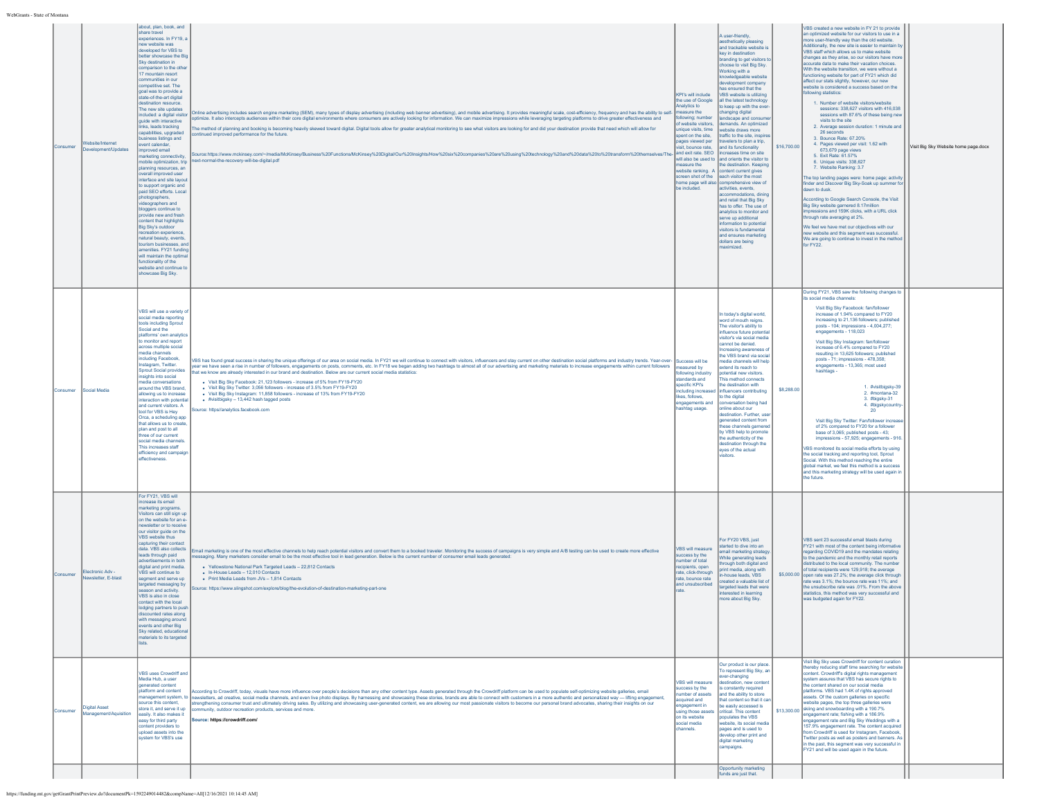| Consumer | Website/Internet Development/Updates | about, plan, book, and share travel experiences. In FY19, a new website was developed for VBS to better showcase the Big Sky destination in comparison to the other 17 mountain resort communities in our competitive set. The goal was to provide a state-of-the-art digital destination resource. The new site updates included: a digital visitor guide with interactive links, leads tracking capabilities, upgraded business listings and event calendar, improved email marketing connectivity, mobile optimization, trip planning resources, an overall improved user interface and site layout to support organic and paid SEO efforts. Local photographers, videographers and bloggers continue to provide new and fresh content that highlights Big Sky's outdoor recreation experience, natural beauty, events, tourism businesses, and amenities. FY21 funding will maintain the optimal functionality of the website and continue to showcase Big Sky. | Online advertising includes search engine marketing (SEM), many types of display advertising (including web banner advertising), and mobile advertising. It provides meaningful scale, cost-efficiency, frequency and has the ability to self-optimize. It also intercepts audiences within their core digital environments where consumers are actively looking for information. We can maximize impressions while leveraging targeting platforms to drive greater effectiveness and<br><br>The method of planning and booking is becoming heavily skewed toward digital. Digital tools allow for greater analytical monitoring to see what visitors are looking for and did your destination provide that need which will allow for continued improved performance for the future.<br><br>Source:https://www.mckinsey.com/~/media/McKinsey/Business%20Functions/McKinsey%20Digital/Our%20Insights/How%20six%20companies%20are%20using%20technology%20and%20data%20to%20transform%20themselves/The-next-normal-the-recovery-will-be-digital.pdf | KPI's will include the use of Google Analytics to measure the following: number of website visitors, unique visits, time spent on the site, pages viewed per visit, bounce rate, and exit rate. SEO will also be used to measure the website ranking. A screen shot of the home page will also be included. | A user-friendly, aesthetically pleasing and trackable website is key in destination branding to get visitors to choose to visit Big Sky. Working with a knowledgeable website development company has ensured that the VBS website is utilizing all the latest technology to keep up with the ever-changing digital landscape and consumer demands. An optimized website draws more traffic to the site, inspires travelers to plan a trip, and its functionality increases time on site and orients the visitor to the destination. Keeping content current gives each visitor the most comprehensive view of activities, events, accommodations, dining and retail that Big Sky has to offer. The use of analytics to monitor and serve up additional information to potential visitors is fundamental and ensures marketing dollars are being maximized. | $16,700.00 | VBS created a new website in FY 21 to provide an optimized website for our visitors to use in a more user-friendly way than the old website. Additionally, the new site is easier to maintain by VBS staff which allows us to make website changes as they arise, so our visitors have more accurate data to make their vacation choices. With the website transition, we were without a functioning website for part of FY21 which did affect our stats slightly, however, our new website is considered a success based on the following statistics:<br><br>1. Number of website visitors/website sessions: 338,627 visitors with 416,038 sessions with 87.6% of these being new visits to the site<br>2. Average session duration: 1 minute and 26 seconds<br>3. Bounce Rate: 67.20%<br>4. Pages viewed per visit: 1.62 with 673,679 page views<br>5. Exit Rate: 61.57%<br>6. Unique visits: 338,627<br>7. Website Ranking: 3.7<br><br>The top landing pages were: home page; activity finder and Discover Big Sky-Soak up summer for dawn to dusk.<br><br>According to Google Search Console, the Visit Big Sky website garnered 8.17million impressions and 159K clicks, with a URL click through rate averaging at 2%.<br><br>We feel we have met our objectives with our new website and this segment was successful. We are going to continue to invest in the method for FY22. | Visit Big Sky Website home page.docx |
|---|---|---|---|---|---|---|---|---|
| Consumer | Social Media | VBS will use a variety of social media reporting tools including Sprout Social and the platforms' own analytics to monitor and report across multiple social media channels including Facebook, Instagram, Twitter. Sprout Social provides insights into social media conversations around the VBS brand, allowing us to increase interaction with potential and current visitors. A tool for VBS is Hey Orca, a scheduling app that allows us to create, plan and post to all three of our current social media channels. This increases staff efficiency and campaign effectiveness. | VBS has found great success in sharing the unique offerings of our area on social media. In FY21 we will continue to connect with visitors, influencers and stay current on other destination social platforms and industry trends. Year-over-year we have seen a rise in number of followers, engagements on posts, comments, etc. In FY18 we began adding two hashtags to almost all of our advertising and marketing materials to increase engagements within current followers that we know are already interested in our brand and destination. Below are our current social media statistics:<br><br>• Visit Big Sky Facebook: 21,123 followers - increase of 5% from FY19-FY20<br>• Visit Big Sky Twitter: 3,056 followers - increase of 3.5% from FY19-FY20<br>• Visit Big Sky Instagram: 11,858 followers - increase of 13% from FY19-FY20<br>• #visitbigsky – 13,442 hash tagged posts<br><br>Source: https//analytics.facebook.com | Success will be measured by following industry standards and specific KPI's including increased likes, follows, engagements and hashtag usage. | In today's digital world, word of mouth reigns. The visitor's ability to influence future potential visitor's via social media cannot be denied. Increasing awareness of the VBS brand via social media channels will help extend its reach to potential new visitors. This method connects the destination with influencers contributing to the digital conversation being had online about our destination. Further, user generated content from these channels garnered by VBS help to promote the authenticity of the destination through the eyes of the actual visitors. | $8,288.00 | During FY21, VBS saw the following changes to its social media channels:<br><br>Visit Big Sky Facebook: fan/follower increase of 1.04% compared to FY20 increasing to 21,135 followers; published posts - 104; impressions - 4,004,277; engagements - 118,023<br><br>Visit Big Sky Instagram: fan/follower increase of 6.4% compared to FY20 resulting in 13,625 followers; published posts - 71; impressions - 478,358; engagements - 13,365; most used hashtags -<br><br>1. #visitbigsky-39<br>2. #montana-32<br>3. #bigsky-31<br>4. #bigskycountry-20<br><br>Visit Big Sky Twitter: Fan/follower increase of 2% compared to FY20 for a follower base of 3,065; published posts - 43; impressions - 57,925; engagements - 916.<br><br>VBS monitored its social media efforts by using the social tracking and reporting tool, Sprout Social. With this method reaching the entire global market, we feel this method is a success and this marketing strategy will be used again in the future. | |
| Consumer | Electronic Adv - Newsletter, E-blast | For FY21, VBS will increase its email marketing programs. Visitors can still sign up on the website for an e-newsletter or to receive our visitor guide on the VBS website thus capturing their contact data. VBS also collects leads through paid advertisements in both digital and print media. VBS will continue to segment and serve up targeted messaging by season and activity. VBS is also in close contact with the local lodging partners to push discounted rates along with messaging around events and other Big Sky related, educational materials to its targeted lists. | Email marketing is one of the most effective channels to help reach potential visitors and convert them to a booked traveler. Monitoring the success of campaigns is very simple and A/B testing can be used to create more effective messaging. Many marketers consider email to be the most effective tool in lead generation. Below is the current number of consumer email leads generated:<br><br>• Yellowstone National Park Targeted Leads – 22,812 Contacts<br>• In-House Leads – 12,010 Contacts<br>• Print Media Leads from JVs – 1,814 Contacts<br><br>Source: https://www.slingshot.com/explore/blog/the-evolution-of-destination-marketing-part-one | VBS will measure success by the number of total recipients, open rate, click-through rate, bounce rate and unsubscribed rate. | For FY20 VBS, just started to dive into an email marketing strategy. While generating leads through both digital and print media, along with in-house leads, VBS created a valuable list of targeted leads that were interested in learning more about Big Sky. | $5,000.00 | VBS sent 23 successful email blasts during FY21 with most of the content being informative regarding COVID19 and the mandates relating to the pandemic and the monthly retail reports distributed to the local community. The number of total recipients were 129,918; the average open rate was 27.2%; the average click through rate was 3.1%; the bounce rate was 11%; and the unsubscribe rate was .01%. From the above statistics, this method was very successful and was budgeted again for FY22. | |
| Consumer | Digital Asset Management/Aquisition | VBS uses Crowdriff and Media Hub, a user generated content platform and content management system, to source this content, store it, and serve it up easily. It also makes it easy for third party content providers to upload assets into the system for VBS's use | According to Crowdriff, today, visuals have more influence over people's decisions than any other content type. Assets generated through the Crowdriff platform can be used to populate self-optimizing website galleries, email newsletters, ad creative, social media channels, and even live photo displays. By harnessing and showcasing these stories, brands are able to connect with customers in a more authentic and personalized way — lifting engagement, strengthening consumer trust and ultimately driving sales. By utilizing and showcasing user-generated content, we are allowing our most passionate visitors to become our personal brand advocates, sharing their insights on our community, outdoor recreation products, services and more.<br><br>**Source: https://crowdriff.com/** | VBS will measure success by the number of assets acquired and engagement in using those assets on its website social media channels. | Our product is our place. To represent Big Sky, an ever-changing destination, new content is constantly required and the ability to store that content so that it can be easily accessed is critical. This content populates the VBS website, its social media pages and is used to develop other print and digital marketing campaigns. | $13,300.00 | Visit Big Sky uses Crowdriff for content curation thereby reducing staff time searching for website content. Crowdriff's digital rights management system assures that VBS has secure rights to the content shared on our social media platforms. VBS had 1.4K of rights approved assets. Of the custom galleries on specific website pages, the top three galleries were skiing and snowboarding with a 190.7% engagement rate; fishing with a 186.9% engagement rate and Big Sky Weddings with a 157.9% engagement rate. The content acquired from Crowdriff is used for Instagram, Facebook, Twitter posts as well as posters and banners. As in the past, this segment was very successful in FY21 and will be used again in the future. | |
| | | | | | Opportunity marketing funds are just that. | | | |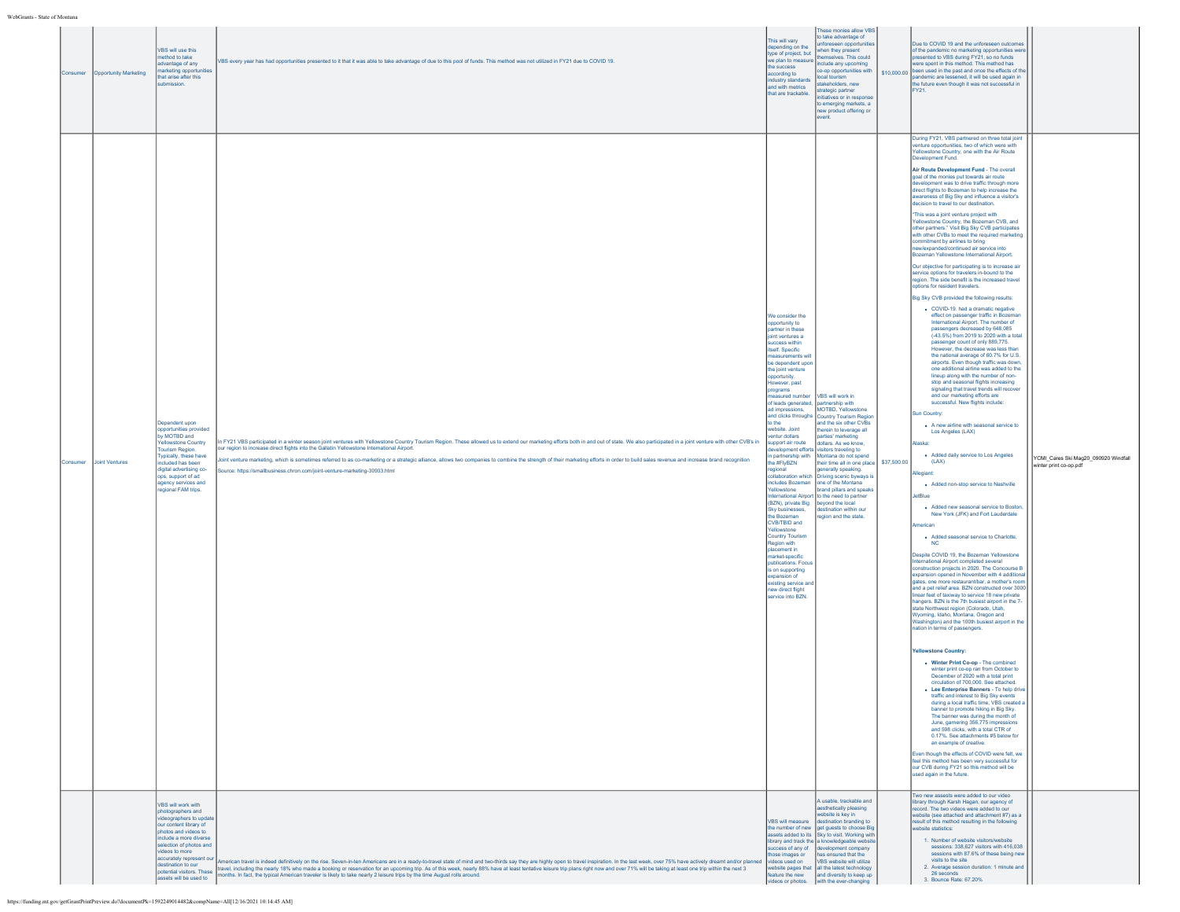| Consumer | Opportunity Marketing | VBS will use this method to take advantage of any marketing opportunities that arise after this submission. | VBS every year has had opportunities presented to it that it was able to take advantage of due to this pool of funds. This method was not utilized in FY21 due to COVID 19. | This will vary depending on the type of project, but we plan to measure the success according to industry standards and with metrics that are trackable. | These monies allow VBS to take advantage of unforeseen opportunities when they present themselves. This could include any upcoming co-op opportunities with local tourism stakeholders, new strategic partner initiatives or in response to emerging markets, a new product offering or event. | $10,000.00 | Due to COVID 19 and the unforeseen outcomes of the pandemic no marketing opportunities were presented to VBS during FY21, so no funds were spent in this method. This method has been used in the past and once the effects of the pandemic are lessened, it will be used again in the future even though it was not successful in FY21. | |
|---|---|---|---|---|---|---|---|---|
| Consumer | Joint Ventures | Dependent upon opportunities provided by MOTBD and Yellowstone Country Tourism Region. Typically, these have included has been digital advertising co-ops, support of ad agency services and regional FAM trips. | In FY21 VBS participated in a winter season joint ventures with Yellowstone Country Tourism Region. These allowed us to extend our marketing efforts both in and out of state. We also participated in a joint venture with other CVB's in our region to increase direct flights into the Gallatin Yellowstone International Airport.<br><br>Joint venture marketing, which is sometimes referred to as co-marketing or a strategic alliance, allows two companies to combine the strength of their marketing efforts in order to build sales revenue and increase brand recognition<br><br>Source: https://smallbusiness.chron.com/joint-venture-marketing-30993.html | We consider the opportunity to partner in these joint ventures a success within itself. Specific measurements will be dependent upon the joint venture opportunity. However, past programs measured number of leads generated, ad impressions, and clicks throughs to the website. Joint ventur dollars support air route development efforts in partnership with the #FlyBZN regional collaboration which includes Bozeman Yellowstone International Airport (BZN), private Big Sky businesses, the Bozeman CVB/TBID and Yellowstone Country Tourism Region with placement in market-specific publications. Focus is on supporting expansion of existing service and new direct flight service into BZN. | VBS will work in partnership with MOTBD, Yellowstone Country Tourism Region and the six other CVBs therein to leverage all parties' marketing dollars. As we know, visitors traveling to Montana do not spend their time all in one place generally speaking. Driving scenic byways is one of the Montana brand pillars and speaks to the need to partner beyond the local destination within our region and the state. | $37,500.00 | During FY21, VBS partnered on three total joint venture opportunities, two of which were with Yellowstone Country, one with the Air Route Development Fund.<br><br>**Air Route Development Fund** - The overall goal of the monies put towards air route development was to drive traffic through more direct flights to Bozeman to help increase the awareness of Big Sky and influence a visitor's decision to travel to our destination.<br><br>"This was a joint venture project with Yellowstone Country, the Bozeman CVB, and other partners." Visit Big Sky CVB participates with other CVBs to meet the required marketing commitment by airlines to bring new/expanded/continued air service into Bozeman Yellowstone International Airport.<br><br>Our objective for participating is to increase air service options for travelers in-bound to the region. The side benefit is the increased travel options for resident travelers.<br><br>Big Sky CVB provided the following results:<br><br>• COVID-19. had a dramatic negative effect on passenger traffic in Bozeman International Airport. The number of passengers decreased by 648,065 (-43.5%) from 2019 to 2020 with a total passenger count of only 889,775. However, the decrease was less than the national average of 60.7% for U.S. airports. Even though traffic was down, one additional airline was added to the lineup along with the number of non-stop and seasonal flights increasing signaling that travel trends will recover and our marketing efforts are successful. New flights include:<br><br>Sun Country:<br>• A new airline with seasonal service to Los Angeles (LAX)<br><br>Alaska:<br>• Added daily service to Los Angeles (LAX)<br><br>Allegiant:<br>• Added non-stop service to Nashville<br><br>JetBlue<br>• Added new seasonal service to Boston, New York (JFK) and Fort Lauderdale<br><br>American<br>• Added seasonal service to Charlotte, NC<br><br>Despite COVID 19, the Bozeman Yellowstone International Airport completed several construction projects in 2020. The Concourse B expansion opened in November with 4 additional gates, one more restaurant/bar, a mother's room and a pet relief area. BZN constructed over 3000 linear feet of taxiway to service 18 new private hangers. BZN is the 7th busiest airport in the 7-state Northwest region (Colorado, Utah, Wyoming, Idaho, Montana, Oregon and Washington) and the 100th busiest airport in the nation in terms of passengers.<br><br>**Yellowstone Country:**<br><br>• **Winter Print Co-op** - The combined winter print co-op ran from October to December of 2020 with a total print circulation of 700,000. See attached.<br>• **Lee Enterprise Banners** - To help drive traffic and interest to Big Sky events during a local traffic time, VBS created a banner to promote hiking in Big Sky. The banner was during the month of June, garnering 356,775 impressions and 598 clicks, with a total CTR of 0.17%. See attachments #5 below for an example of creative.<br><br>Even though the effects of COVID were felt, we feel this method has been very successful for our CVB during FY21 so this method will be used again in the future. | YCMI_Cares Ski Mag20_090920 Windfall winter print co-op.pdf |
| | | VBS will work with photographers and videographers to update our content library of photos and videos to include a more diverse selection of photos and videos to more accurately represent our destination to our potential visitors. These assets will be used to | American travel is indeed definitively on the rise. Seven-in-ten Americans are in a ready-to-travel state of mind and two-thirds say they are highly open to travel inspiration. In the last week, over 75% have actively dreamt and/or planned travel, including the nearly 18% who made a booking or reservation for an upcoming trip. As of this week, nearly 88% have at least tentative leisure trip plans right now and over 71% will be taking at least one trip within the next 3 months. In fact, the typical American traveler is likely to take nearly 2 leisure trips by the time August rolls around. | VBS will measure the number of new assets added to its library and track the success of any of those images or videos used on website pages that feature the new videos or photos. | A usable, trackable and aesthetically pleasing website is key in destination branding to get guests to choose Big Sky to visit. Working with a knowledgeable website development company has ensured that the VBS website will utilize all the latest technology and diversity to keep up with the ever-changing | | Two new assets were added to our video library through Karsh Hagan, our agency of record. The two videos were added to our website (see attached and attachment #7) as a result of this method resulting in the following website statistics:<br><br>1. Number of website visitors/website sessions: 338,627 visitors with 416,038 sessions with 87.6% of these being new visits to the site<br>2. Average session duration: 1 minute and 26 seconds<br>3. Bounce Rate: 67.20% | |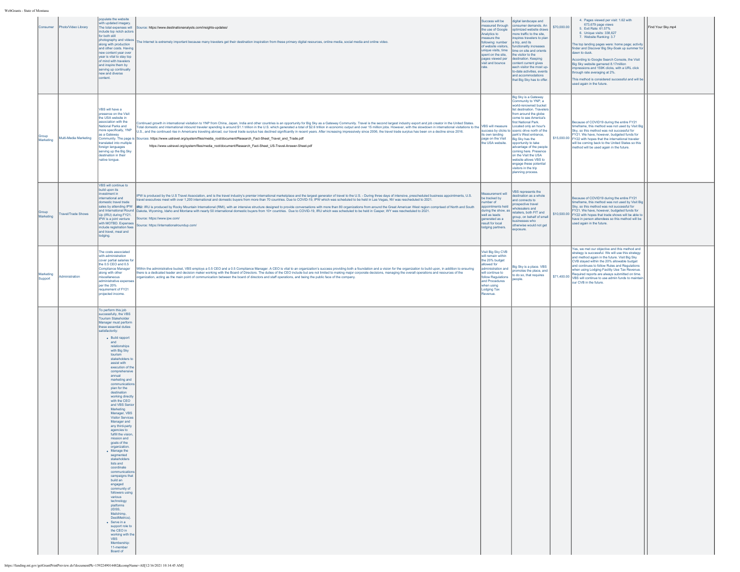| Consumer | Photo/Video Library | populate the website with updated imagery. The total expenses will include top notch actors for both still photography and videos along with production and other costs. Having new content year over year is vital to stay top of mind with travelers and inspire them by serving up continually new and diverse content. | Source: https://www.destinationanalysts.com/insights-updates/<br><br>The Internet is extremely important because many travelers get their destination inspiration from these primary digital resources, online media, social media and online video. | Success will be measured through the use of Google Analytics to measure the following: number of website visitors, unique visits, time spent on the site, pages viewed per visit and bounce rate. | digital landscape and consumer demands. An optimized website draws more traffic to the site, inspires travelers to plan a trip, and its functionality increases time on site and orients the visitor to the destination. Keeping content current gives each visitor the most up-to-date activities, events and accommodations that Big Sky has to offer. | $70,000.00 | 4. Pages viewed per visit: 1.62 with 673,679 page views<br>5. Exit Rate: 61.57%<br>6. Unique visits: 338,627<br>7. Website Ranking: 3.7<br><br>The top landing pages were: home page; activity finder and Discover Big Sky-Soak up summer for dawn to dusk.<br><br>According to Google Search Console, the Visit Big Sky website garnered 8.17million impressions and 159K clicks, with a URL click through rate averaging at 2%.<br><br>This method is considered successful and will be used again in the future. | Find Your Sky.mp4 |
|---|---|---|---|---|---|---|---|---|
| Group Marketing | Multi-Media Marketing | VBS will have a presence on the Visit the USA website in association with the National Parks and more specifically, YNP as a Gateway Community. The page is translated into multiple foreign languages serving up the Big Sky destination in their native tongue. | Continued growth in international visitation to YNP from China, Japan, India and other countries is an opportunity for Big Sky as a Gateway Community. Travel is the second largest industry export and job creator in the United States. Total domestic and international inbound traveler spending is around $1.1 trillion in the U.S. which generated a total of $2.6 trillion in economic output and over 15 million jobs. However, with the slowdown in international visitations to the U.S., and the continued rise in Americans traveling abroad, our travel trade surplus has declined significantly in recent years. After increasing impressively since 2006, the travel trade surplus has been on a decline since 2016.<br><br>Sources: https://www.ustravel.org/system/files/media_root/document/Research_Fact-Sheet_Travel_and_Trade.pdf<br><br>https://www.ustravel.org/system/files/media_root/document/Research_Fact-Sheet_US-Travel-Answer-Sheet.pdf | VBS will measure success by clicks to its own landing page on the Visit the USA website. | Big Sky is a Gateway Community to YNP, a world-renowned bucket list destination. Travelers from around the globe come to see America's first National Park. Located only an hour's scenic drive north of the park's West entrance, Big Sky has the opportunity to take advantage of the people coming here. Presence on the Visit the USA website allows VBS to engage these potential visitors in the trip planning process. | $15,000.00 | Because of COVID19 during the entire FY21 timeframe, this method was not used by Visit Big Sky, so this method was not successful for FY21. We have, however, budgeted funds for FY22 with hopes that the international traveler will be coming back to the United States so this method will be used again in the future. | |
| Group Marketing | Travel/Trade Shows | VBS will continue to build upon its investment in international and domestic travel trade sales by attending IPW and International Round Up (IRU) during FY21. IPW is a joint venture with MOTBD. Expenses include registration fees and travel, meal and lodging. | IPW is produced by the U.S Travel Association, and is the travel industry's premier international marketplace and the largest generator of travel to the U.S. - During three days of intensive, prescheduled business appointments, U.S. travel executives meet with over 1,200 international and domestic buyers from more than 70 countries. Due to COVID-19, IPW which was scheduled to be held in Las Vegas, NV was rescheduled to 2021.<br><br>IRU: IRU is produced by Rocky Mountain International (RMI), with an intensive structure designed to provide conversations with more than 80 organizations from around the Great American West region comprised of North and South Dakota, Wyoming, Idaho and Montana with nearly 50 international domestic buyers from 10+ countries. Due to COVID-19, IRU which was scheduled to be held in Casper, WY was rescheduled to 2021.<br><br>Source: https://www.ipw.com/<br><br>Source: https://internationalroundup.com/ | Measurement will be tracked by number of appointments held during the show, as well as leads generated as a result for local lodging partners. | VBS represents the destination as a whole and connects to prospective travel wholesalers and retailers, both FIT and group, on behalf of small businesses who otherwise would not get exposure. | $10,500.00 | Because of COVID19 during the entire FY21 timeframe, this method was not used by Visit Big Sky, so this method was not successful for FY21. We have, however, budgeted funds for FY22 with hopes that trade shows will be able to have in person attendees so this method will be used again in the future. | |
| Marketing Support | Administration | The costs associated with administration cover partial salaries for the 0.5 CEO and 0.5 Compliance Manager along with other miscellaneous administrative expenses per the 20% requirement of FY21 projected income. | Within the administrative bucket, VBS employs a 0.5 CEO and a 0.5 Compliance Manager. A CEO is vital to an organization's success providing both a foundation and a vision for the organization to build upon, in addition to ensuring there is a dedicated leader and decision maker working with the Board of Directors. The duties of the CEO include but are not limited to making major corporate decisions, managing the overall operations and resources of the organization, acting as the main point of communication between the board of directors and staff operations, and being the public face of the company. | Visit Big Sky CVB will remain within the 20% budget allowed for administration and will continue to follow Regulations and Procedures when using Lodging Tax Revenue. | Big Sky is a place. VBS promotes the place, and to do so, that requires people. | $71,400.00 | Yes, we met our objective and this method and strategy is successful. We will use this strategy and method again in the future. Visit Big Sky CVB stayed within the 20% allowable budget and continues to follow Rules and Regulations when using Lodging Facility Use Tax Revenue. Required reports are always submitted on time. VBS will continue to use admin funds to maintain our CVB in the future. | |
| | | To perform this job successfully, the VBS Tourism Stakeholder Manager must perform these essential duties satisfactorily:<br>• Build rapport and relationships with Big Sky tourism stakeholders to assist with execution of the comprehensive annual marketing and communications plan for the destination working directly with the CEO and VBS Senior Marketing Manager, VBS Visitor Services Manager and any third-party agencies to fulfill the vision, mission and goals of the organization.<br>• Manage the segmented stakeholders lists and coordinate communications campaigns that build an engaged community of followers using various technology platforms (IDSS, Mailchimp, DestiMetrics).<br>• Serve in a support role to the CEO in working with the VBS Membership: 11-member Board of | | | | | | |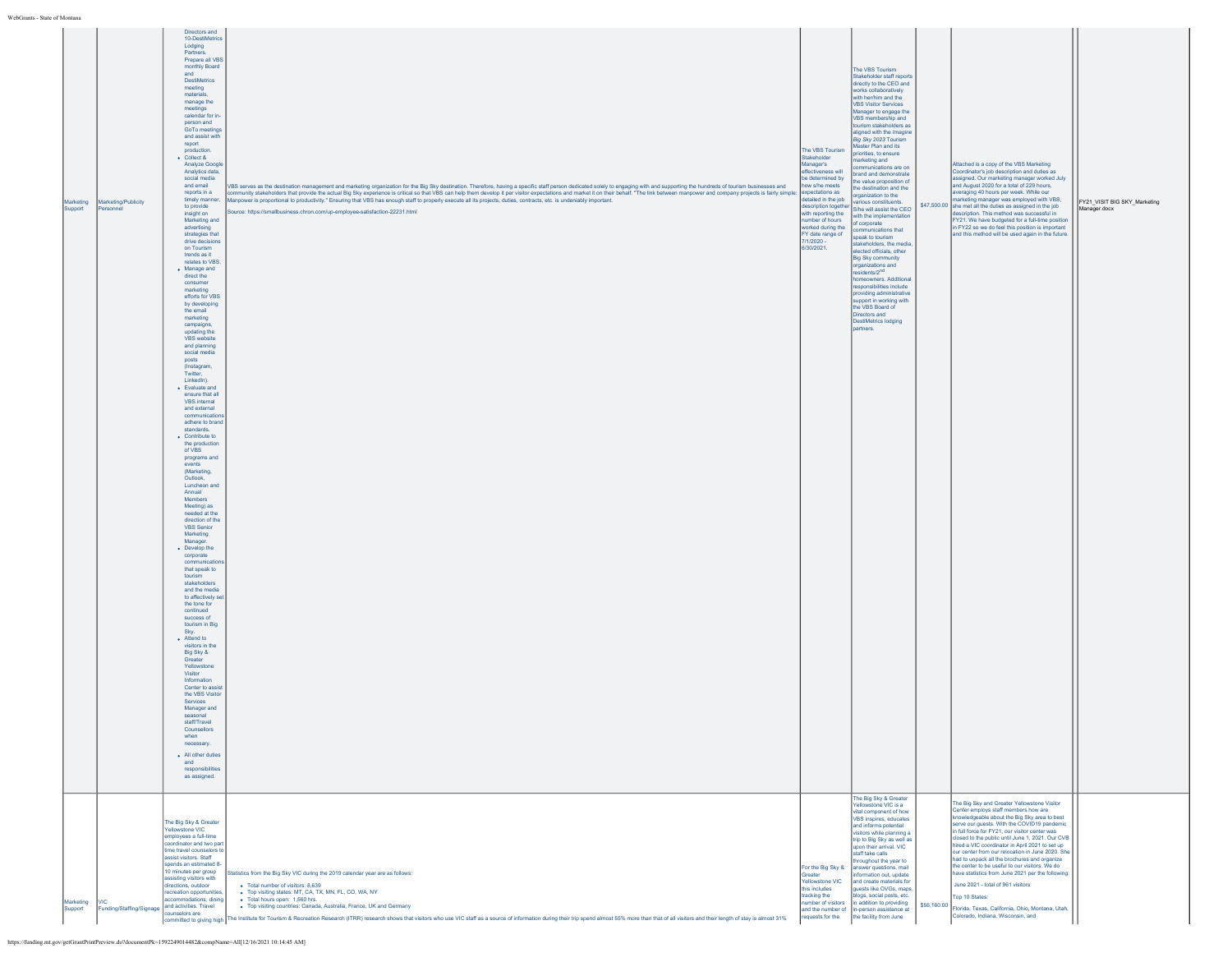| | | | | | | | | |
|---|---|---|---|---|---|---|---|---|
| Marketing Support | Marketing/Publicity Personnel | Directors and 10-DestiMetrics Lodging Partners. Prepare all VBS monthly Board and DestiMetrics meeting materials, manage the meetings calendar for in-person and GoTo meetings and assist with report production.<br>- Collect & Analyze Google Analytics data, social media and email reports in a timely manner, to provide insight on Marketing and advertising strategies that drive decisions on Tourism trends as it relates to VBS.<br>- Manage and direct the consumer marketing efforts for VBS by developing the email marketing campaigns, updating the VBS website and planning social media posts (Instagram, Twitter, LinkedIn).<br>- Evaluate and ensure that all VBS internal and external communications adhere to brand standards.<br>- Contribute to the production of VBS programs and events (Marketing, Outlook, Luncheon and Annual Members Meeting) as needed at the direction of the VBS Senior Marketing Manager.<br>- Develop the corporate communications that speak to tourism stakeholders and the media to affectively set the tone for continued success of tourism in Big Sky.<br>- Attend to visitors in the Big Sky & Greater Yellowstone Visitor Information Center to assist the VBS Visitor Services Manager and seasonal staff/Travel Counsellors when necessary.<br>- All other duties and responsibilities as assigned. | VBS serves as the destination management and marketing organization for the Big Sky destination. Therefore, having a specific staff person dedicated solely to engaging with and supporting the hundreds of tourism businesses and community stakeholders that provide the actual Big Sky experience is critical so that VBS can help them develop it per visitor expectations and market it on their behalf. "The link between manpower and company projects is fairly simple: Manpower is proportional to productivity." Ensuring that VBS has enough staff to properly execute all its projects, duties, contracts, etc. is undeniably important.<br><br>Source: https://smallbusiness.chron.com/up-employee-satisfaction-22231.html | The VBS Tourism Stakeholder Manager's effectiveness will be determined by how s/he meets expectations as detailed in the job description together with reporting the number of hours worked during the FY date range of 7/1/2020 - 6/30/2021. | The VBS Tourism Stakeholder staff reports directly to the CEO and works collaboratively with her/him and the VBS Visitor Services Manager to engage the VBS membership and tourism stakeholders as aligned with the *Imagine Big Sky 2023* Tourism Master Plan and its priorities, to ensure marketing and communications are on brand and demonstrate the value proposition of the destination and the organization to the various constituents. S/he will assist the CEO with the implementation of corporate communications that speak to tourism stakeholders, the media, elected officials, other Big Sky community organizations and residents/2nd homeowners. Additional responsibilities include providing administrative support in working with the VBS Board of Directors and DestiMetrics lodging partners. | $47,500.00 | Attached is a copy of the VBS Marketing Coordinator's job description and duties as assigned. Our marketing manager worked July and August 2020 for a total of 229 hours, averaging 40 hours per week. While our marketing manager was employed with VBS, she met all the duties as assigned in the job description. This method was successful in FY21. We have budgeted for a full-time position in FY22 so we do feel this position is important and this method will be used again in the future. | FY21_VISIT BIG SKY_Marketing Manager.docx |
| Marketing Support | VIC Funding/Staffing/Signage | The Big Sky & Greater Yellowstone VIC employees a full-time coordinator and two part time travel counselors to assist visitors. Staff spends an estimated 8-10 minutes per group assisting visitors with directions, outdoor recreation opportunities, accommodations, dining and activities. Travel counselors are committed to giving high | Statistics from the Big Sky VIC during the 2019 calendar year are as follows:<br>- Total number of visitors: 8,639<br>- Top visiting states: MT, CA, TX, MN, FL, CO, WA, NY<br>- Total hours open: 1,560 hrs.<br>- Top visiting countries: Canada, Australia, France, UK and Germany<br><br>The Institute for Tourism & Recreation Research (ITRR) research shows that visitors who use VIC staff as a source of information during their trip spend almost 55% more than that of all visitors and their length of stay is almost 31% | For the Big Sky & Greater Yellowstone VIC this includes tracking the number of visitors and the number of requests for the | The Big Sky & Greater Yellowstone VIC is a vital component of how VBS inspires, educates and informs potential visitors while planning a trip to Big Sky as well as upon their arrival. VIC staff take calls throughout the year to answer questions, mail information out, update and create materials for guests like OVGs, maps, blogs, social posts, etc. in addition to providing in-person assistance at the facility from June | $56,160.00 | The Big Sky and Greater Yellowstone Visitor Center employs staff members how are knowledgeable about the Big Sky area to best serve our guests. With the COVID19 pandemic in full force for FY21, our visitor center was closed to the public until June 1, 2021. Our CVB hired a VIC coordinator in April 2021 to set up our center from our relocation in June 2020. She had to unpack all the brochures and organize the center to be useful to our visitors. We do have statistics from June 2021 per the following:<br><br>June 2021 - total of 961 visitors<br><br>Top 10 States:<br><br>Florida, Texas, California, Ohio, Montana, Utah, Colorado, Indiana, Wisconsin, and | |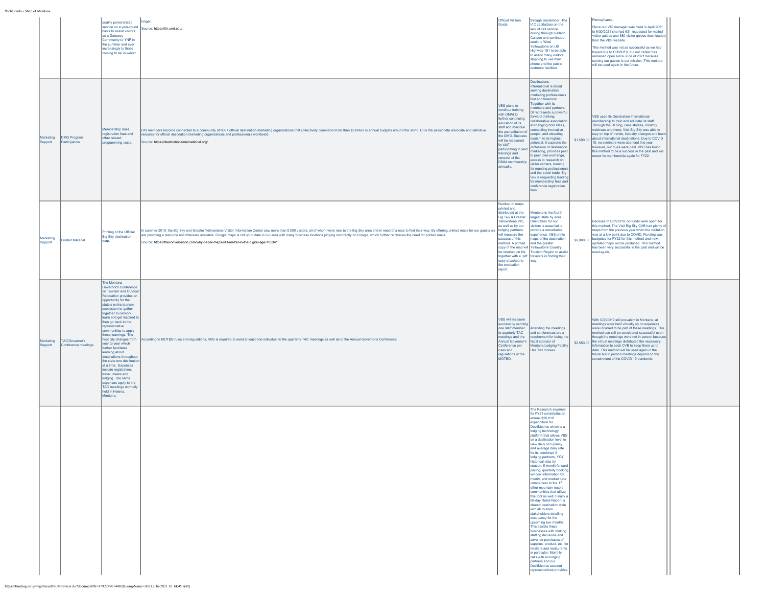| | | | | | | | | | |
|---|---|---|---|---|---|---|---|---|---|
| | | quality personalized service on a year-round basis to assist visitors as a Gateway Community to YNP in the summer and ever increasingly to those coming to ski in winter. | longer.<br>Source: https://itrr.umt.edu/ | Official Visitors Guide. | through September. The VIC capitalizes on the lack of cell service driving through Gallatin Canyon and continued south to West Yellowstone on US Highway 191 to be able to assist many visitors stopping to use their phone and the public restroom facilities. | | Pennsylvania.<br>Since our VIC manager was hired in April 2021 to 6/30/2021 she had 631 requested for mailed visitor guides and 880 visitor guides downloaded from the VBS website.<br>This method was not as successful as we had hoped due to COVID19, but our center has remained open since June of 2021 because serving our guests is our mission. This method will be used again in the future. | | |
| Marketing Support | DMO Program Participation | Membership dues, registration fees and other related programming costs. | DI's members become connected to a community of 600+ official destination marketing organizations that collectively command more than $2 billion in annual budgets around the world. DI is the passionate advocate and definitive resource for official destination marketing organizations and professionals worldwide.<br>Source: https://destinationsinternational.org/ | VBS plans to continue training with DMAI to further continuing education of its staff and maintain the accreditation of the DMO. Success will be measured by staff participating in said trainings and renewal of the DMAI membership annually. | Destinations International is about serving destination marketing professionals first and foremost. Together with its members and partners, DI represents a powerful forward-thinking, collaborative association exchanging bold ideas, connecting innovative people, and elevating tourism to its highest potential. It supports the profession of destination marketing, provides peer to peer idea exchange, access to research on visitor centers, training for meeting professionals and the travel trade. Big Sky is requesting funding for membership fees and conference registration fees. | $1,500.00 | VBS used its Destination International membership to train and educate its staff. Through the DI blog, case studies, monthly webinars and more, Visit Big Sky was able to stay on top of trends, industry changes and learn about international destinations. Due to COVID 19, no seminars were attended this year however, our dues were paid. VBS has found this method to be a success in the past and will renew its membership again for FY22. | | |
| Marketing Support | Printed Material | Printing of the Official Big Sky destination map. | In summer 2019, the Big Sky and Greater Yellowstone Visitor Information Center saw more than 8,000 visitors, all of whom were new to the Big Sky area and in need of a map to find their way. By offering printed maps for our guests we are providing a resource not otherwise available. Google maps is not up to date in our area with many business locations pinging incorrectly on Google, which further reinforces the need for printed maps.<br>Source: https://theconversation.com/why-paper-maps-still-matter-in-the-digital-age-105341 | Number of maps printed and distributed at the Big Sky & Greater Yellowstone VIC, as well as by our lodging partners, will measure the success of this method. A printed copy of the map will be retained on file together with a .pdf copy attached to the evaluation report. | Montana is the fourth largest state by area. Orientation for our visitors is essential to provide a remarkable experience. VBS prints maps of the destination and the greater Yellowstone Country Tourism Region to assist travelers in finding their way. | $6,000.00 | Because of COVID19, no funds were spent for this method. The Visit Big Sky CVB had plenty of maps from the previous year when the visitation was at a low point due to COVID. Funding was budgeted for FY22 for this method and new, updated maps will be produced. This method has been very successful in the past and will be used again. | | |
| Marketing Support | TAC/Governor's Conference meetings | The Montana Governor's Conference on Tourism and Outdoor Recreation provides an opportunity for the state's entire tourism ecosystem to gather together to network, learn and get inspired to then go back to the representative communities to apply those learnings. The host city changes from year to year which further facilitates learning about destinations throughout the state one destination at a time. Expenses include registration, travel, meals and lodging. The same expenses apply to the TAC meetings normally held in Helena, Montana. | According to MOTBD rules and regulations, VBS is required to send at least one individual to the quarterly TAC meetings as well as to the Annual Governor's Conference. | VBS will measure success by sending one staff member to quarterly TAC meetings and the Annual Governor's Conference per rules and regulations of the MOTBD. | Attending the meetings and conferences are a requirement for being the fiscal sponsor of Montana Lodging Facility Use Tax monies. | $2,550.00 | With COVID19 still prevalent in Montana, all meetings were held virtually so no expenses were incurred to be part of these meetings. This method can still be considered successful even though the meetings were not in person because the virtual meetings distributed the necessary information to each CVB to keep them up to date. This method will be used again in the future but in person meetings depend on the containment of the COVID 19 pandemic. | | |
| | | | | | The Research segment for FY21 constitutes an annual $26,810 expenditure for DestiMetrics which is a lodging technology platform that allows VBS on a destination level to view daily occupancy and average daily rate for its combined 9 lodging partners, YOY historical data by season, 6-month forward pacing, quarterly booking window information by month, and market data comparison to the 17 other mountain resort communities that utilize this tool as well. Finally a 60-day Retail Report is shared destination wide with all tourism stakeholders detailing occupancy for the upcoming two months. This assists these businesses with making staffing decisions and advance purchases of supplies, product, etc. for retailers and restaurants in particular. Monthly calls with all lodging partners and our DestiMetrics account representatives provides | | | | |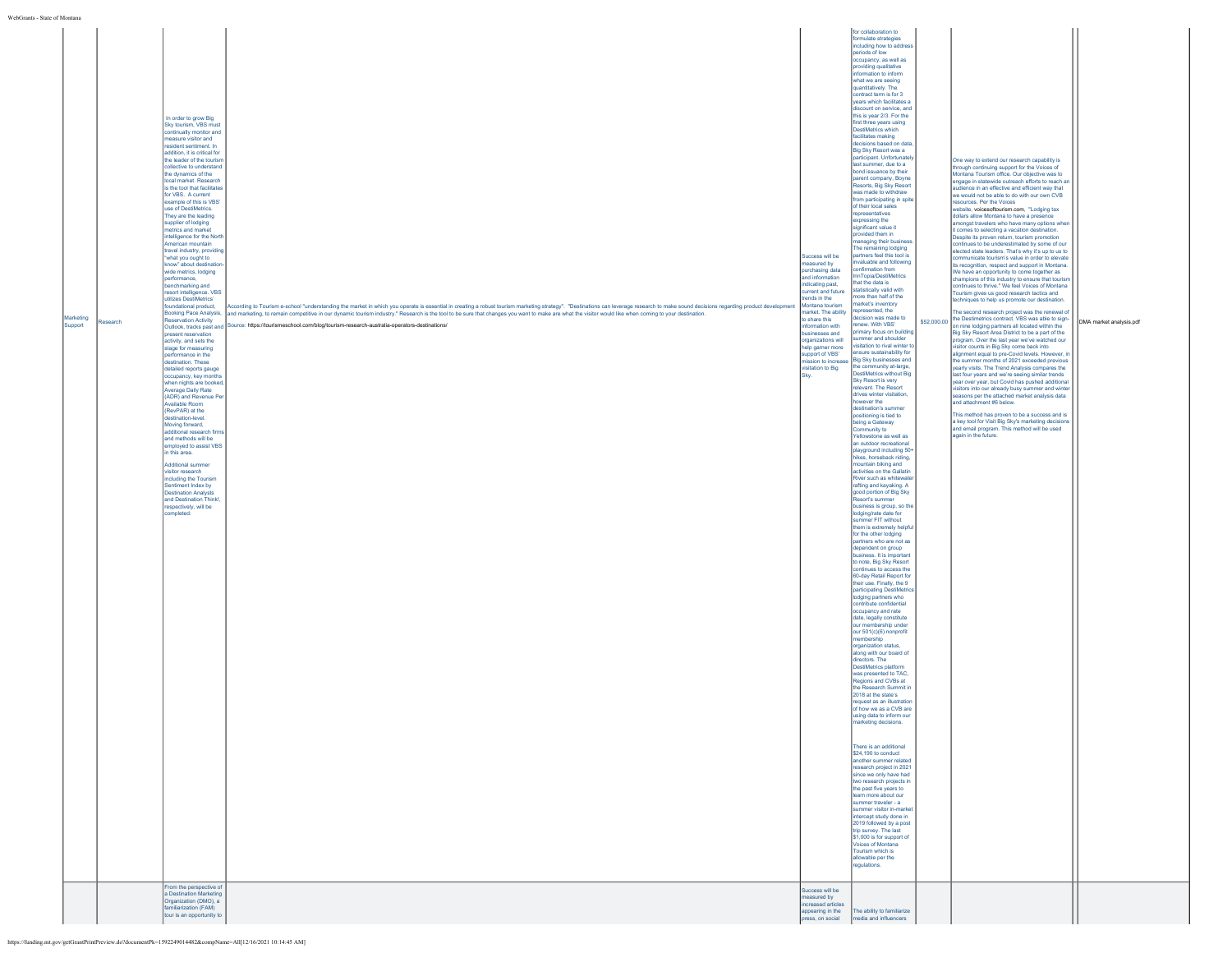| Marketing Support | Research | In order to grow Big Sky tourism, VBS must continually monitor and measure visitor and resident sentiment. In addition, it is critical for the leader of the tourism collective to understand the dynamics of the local market. Research is the tool that facilitates for VBS. A current example of this is VBS' use of DestiMetrics. They are the leading supplier of lodging metrics and market intelligence for the North American mountain travel industry, providing "what you ought to know" about destination-wide metrics, lodging performance, benchmarking and resort intelligence. VBS utilizes DestiMetrics' foundational product, Booking Pace Analysis, Reservation Activity Outlook, tracks past and present reservation activity, and sets the stage for measuring performance in the destination. These detailed reports gauge occupancy, key months when nights are booked, Average Daily Rate (ADR) and Revenue Per Available Room (RevPAR) at the destination-level. Moving forward, additional research firms and methods will be employed to assist VBS in this area.<br><br>Additional summer visitor research including the Tourism Sentiment Index by Destination Analysts and Destination Think!, respectively, will be completed. | According to Tourism e-school "understanding the market in which you operate is essential in creating a robust tourism marketing strategy". "Destinations can leverage research to make sound decisions regarding product development and marketing, to remain competitive in our dynamic tourism industry." Research is the tool to be sure that changes you want to make are what the visitor would like when coming to your destination.<br><br>Source: https://tourismeschool.com/blog/tourism-research-australia-operators-destinations/ | Success will be measured by purchasing data and information indicating past, current and future trends in the Montana tourism market. The ability to share this information with businesses and organizations will help garner more support of VBS' mission to increase visitation to Big Sky. | for collaboration to formulate strategies including how to address periods of low occupancy, as well as providing qualitative information to inform what we are seeing quantitatively. The contract term is for 3 years which facilitates a discount on service, and this is year 2/3. For the first three years using DestiMetrics which facilitates making decisions based on data, Big Sky Resort was a participant. Unfortunately last summer, due to a bond issuance by their parent company, Boyne Resorts, Big Sky Resort was made to withdraw from participating in spite of their local sales representatives expressing the significant value it provided them in managing their business. The remaining lodging partners feel this tool is invaluable and following confirmation from InnTopia/DestiMetrics that the data is statistically valid with more than half of the market's inventory represented, the decision was made to renew. With VBS' primary focus on building summer and shoulder visitation to rival winter to ensure sustainability for Big Sky businesses and the community at-large, DestiMetrics without Big Sky Resort is very relevant. The Resort drives winter visitation, however the destination's summer positioning is tied to being a Gateway Community to Yellowstone as well as an outdoor recreational playground including 50+ hikes, horseback riding, mountain biking and activities on the Gallatin River such as whitewater rafting and kayaking. A good portion of Big Sky Resort's summer business is group, so the lodging/rate date for summer FIT without them is extremely helpful for the other lodging partners who are not as dependent on group business. It is important to note, Big Sky Resort continues to access the 60-day Retail Report for their use. Finally, the 9 participating DestiMetrics lodging partners who contribute confidential occupancy and rate date, legally constitute our membership under our 501(c)(6) nonprofit membership organization status, along with our board of directors. The DestiMetrics platform was presented to TAC, Regions and CVBs at the Research Summit in 2018 at the state's request as an illustration of how we as a CVB are using data to inform our marketing decisions.<br><br>There is an additional $24,190 to conduct another summer related research project in 2021 since we only have had two research projects in the past five years to learn more about our summer traveler - a summer visitor in-market intercept study done in 2019 followed by a post trip survey. The last $1,000 is for support of Voices of Montana Tourism which is allowable per the regulations. | $52,000.00 | One way to extend our research capability is through continuing support for the Voices of Montana Tourism office. Our objective was to engage in statewide outreach efforts to reach an audience in an effective and efficient way that we would not be able to do with our own CVB resources. Per the Voices website, voicesoftourism.com, "Lodging tax dollars allow Montana to have a presence amongst travelers who have many options when it comes to selecting a vacation destination. Despite its proven return, tourism promotion continues to be underestimated by some of our elected state leaders. That's why it's up to us to communicate tourism's value in order to elevate its recognition, respect and support in Montana. We have an opportunity to come together as champions of this industry to ensure that tourism continues to thrive." We feel Voices of Montana Tourism gives us good research tactics and techniques to help us promote our destination.<br><br>The second research project was the renewal of the Destimetrics contract. VBS was able to sign-on nine lodging partners all located within the Big Sky Resort Area District to be a part of the program. Over the last year we've watched our visitor counts in Big Sky come back into alignment equal to pre-Covid levels. However, in the summer months of 2021 exceeded previous yearly visits. The Trend Analysis compares the last four years and we're seeing similar trends year over year, but Covid has pushed additional visitors into our already busy summer and winter seasons per the attached market analysis data and attachment #6 below.<br><br>This method has proven to be a success and is a key tool for Visit Big Sky's marketing decisions and email program. This method will be used again in the future. | | DMA market analysis.pdf |
| | | From the perspective of a Destination Marketing Organization (DMO), a familiarization (FAM) tour is an opportunity to | | Success will be measured by increased articles appearing in the press, on social | The ability to familiarize media and influencers | | | | |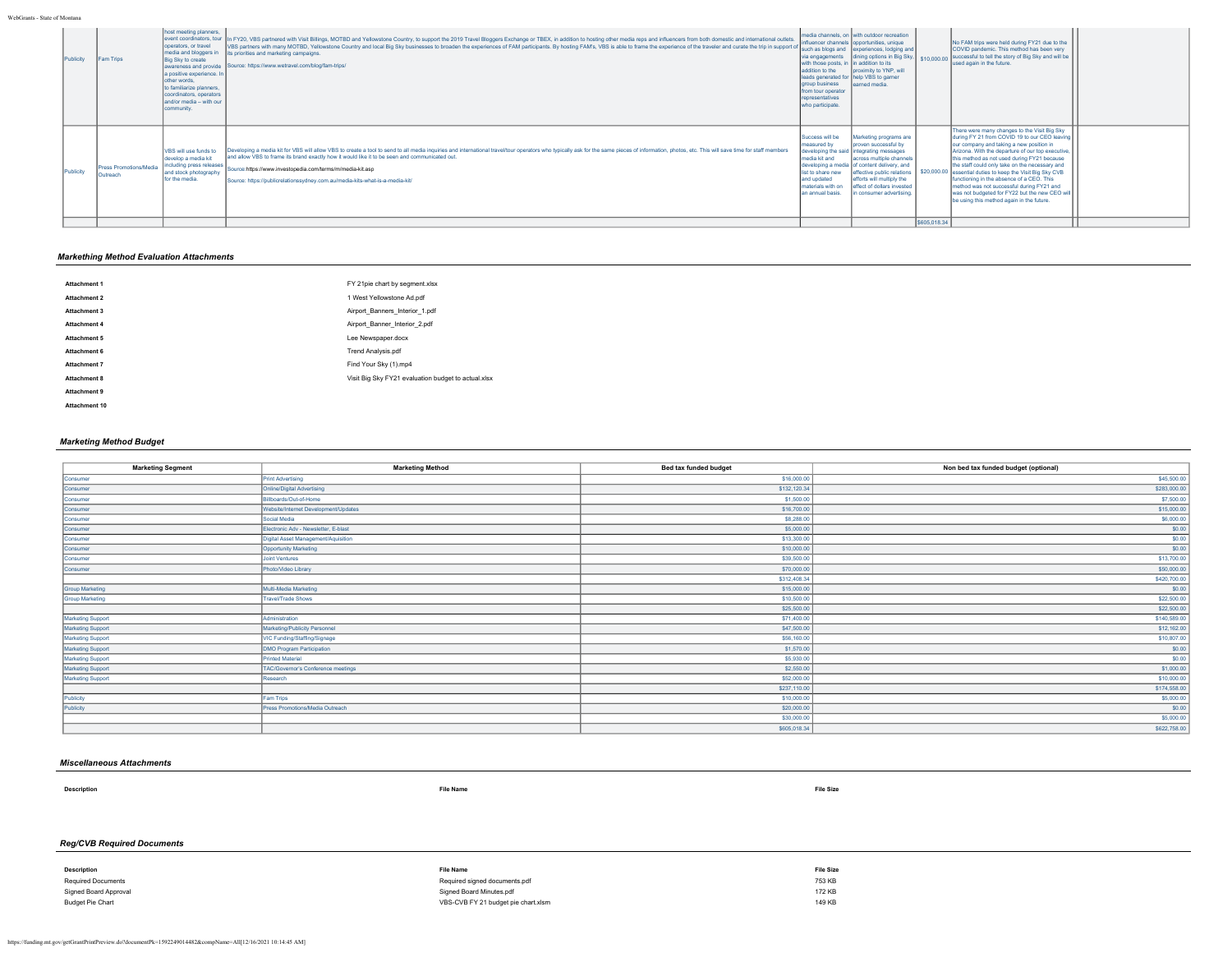| Publicity | Fam Trips | host meeting planners, event coordinators, tour operators, or travel media and bloggers in Big Sky to create awareness and provide a positive experience. In other words, to familiarize planners, coordinators, operators and/or media – with our community. | In FY20, VBS partnered with Visit Billings, MOTBD and Yellowstone Country, to support the 2019 Travel Bloggers Exchange or TBEX, in addition to hosting other media reps and influencers from both domestic and international outlets. VBS partners with many MOTBD, Yellowstone Country and local Big Sky businesses to broaden the experiences of FAM participants. By hosting FAM's, VBS is able to frame the experience of the traveler and curate the trip in support of its priorities and marketing campaigns.<br>Source: https://www.wetravel.com/blog/fam-trips/ | media channels, on influencer channels such as blogs and via engagements with those posts, in addition to the leads generated for group business from tour operator representatives who participate. | with outdoor recreation opportunities, unique experiences, lodging and dining options in Big Sky, in addition to its proximity to YNP, will help VBS to garner earned media. | $10,000.00 | No FAM trips were held during FY21 due to the COVID pandemic. This method has been very successful to tell the story of Big Sky and will be used again in the future. | | |
|---|---|---|---|---|---|---|---|---|---|
| Publicity | Press Promotions/Media Outreach | VBS will use funds to develop a media kit including press releases and stock photography for the media. | Developing a media kit for VBS will allow VBS to create a tool to send to all media inquiries and international travel/tour operators who typically ask for the same pieces of information, photos, etc. This will save time for staff members and allow VBS to frame its brand exactly how it would like it to be seen and communicated out.<br>Source:https://www.investopedia.com/terms/m/media-kit.asp<br>Source: https://publicrelationssydney.com.au/media-kits-what-is-a-media-kit/ | Success will be measured by developing the said media kit and developing a media list to share new and updated materials with on an annual basis. | Marketing programs are proven successful by integrating messages across multiple channels of content delivery, and effective public relations efforts will multiply the effect of dollars invested in consumer advertising. | $20,000.00 | There were many changes to the Visit Big Sky during FY 21 from COVID 19 to our CEO leaving our company and taking a new position in Arizona. With the departure of our top executive, this method as not used during FY21 because the staff could only take on the necessary and essential duties to keep the Visit Big Sky CVB functioning in the absence of a CEO. This method was not successful during FY21 and was not budgeted for FY22 but the new CEO will be using this method again in the future. | | |
| | | | | | | $605,018.34 | | | |

### *Markething Method Evaluation Attachments*

| | |
|---|---|
| **Attachment 1** | FY 21pie chart by segment.xlsx |
| **Attachment 2** | 1 West Yellowstone Ad.pdf |
| **Attachment 3** | Airport_Banners_Interior_1.pdf |
| **Attachment 4** | Airport_Banner_Interior_2.pdf |
| **Attachment 5** | Lee Newspaper.docx |
| **Attachment 6** | Trend Analysis.pdf |
| **Attachment 7** | Find Your Sky (1).mp4 |
| **Attachment 8** | Visit Big Sky FY21 evaluation budget to actual.xlsx |
| **Attachment 9** | |
| **Attachment 10** | |

### *Marketing Method Budget*

| Marketing Segment | Marketing Method | Bed tax funded budget | Non bed tax funded budget (optional) |
|---|---|---|---|
| Consumer | Print Advertising | $16,000.00 | $45,500.00 |
| Consumer | Online/Digital Advertising | $132,120.34 | $283,000.00 |
| Consumer | Billboards/Out-of-Home | $1,500.00 | $7,500.00 |
| Consumer | Website/Internet Development/Updates | $16,700.00 | $15,000.00 |
| Consumer | Social Media | $8,288.00 | $6,000.00 |
| Consumer | Electronic Adv - Newsletter, E-blast | $5,000.00 | $0.00 |
| Consumer | Digital Asset Management/Aquisition | $13,300.00 | $0.00 |
| Consumer | Opportunity Marketing | $10,000.00 | $0.00 |
| Consumer | Joint Ventures | $39,500.00 | $13,700.00 |
| Consumer | Photo/Video Library | $70,000.00 | $50,000.00 |
| | | $312,408.34 | $420,700.00 |
| Group Marketing | Multi-Media Marketing | $15,000.00 | $0.00 |
| Group Marketing | Travel/Trade Shows | $10,500.00 | $22,500.00 |
| | | $25,500.00 | $22,500.00 |
| Marketing Support | Administration | $71,400.00 | $140,589.00 |
| Marketing Support | Marketing/Publicity Personnel | $47,500.00 | $12,162.00 |
| Marketing Support | VIC Funding/Staffing/Signage | $56,160.00 | $10,807.00 |
| Marketing Support | DMO Program Participation | $1,570.00 | $0.00 |
| Marketing Support | Printed Material | $5,930.00 | $0.00 |
| Marketing Support | TAC/Governor's Conference meetings | $2,550.00 | $1,000.00 |
| Marketing Support | Research | $52,000.00 | $10,000.00 |
| | | $237,110.00 | $174,558.00 |
| Publicity | Fam Trips | $10,000.00 | $5,000.00 |
| Publicity | Press Promotions/Media Outreach | $20,000.00 | $0.00 |
| | | $30,000.00 | $5,000.00 |
| | | $605,018.34 | $622,758.00 |

### *Miscellaneous Attachments*

| Description | File Name | File Size |
|---|---|---|

### *Reg/CVB Required Documents*

| Description | File Name | File Size |
|---|---|---|
| Required Documents | Required signed documents.pdf | 753 KB |
| Signed Board Approval | Signed Board Minutes.pdf | 172 KB |
| Budget Pie Chart | VBS-CVB FY 21 budget pie chart.xlsm | 149 KB |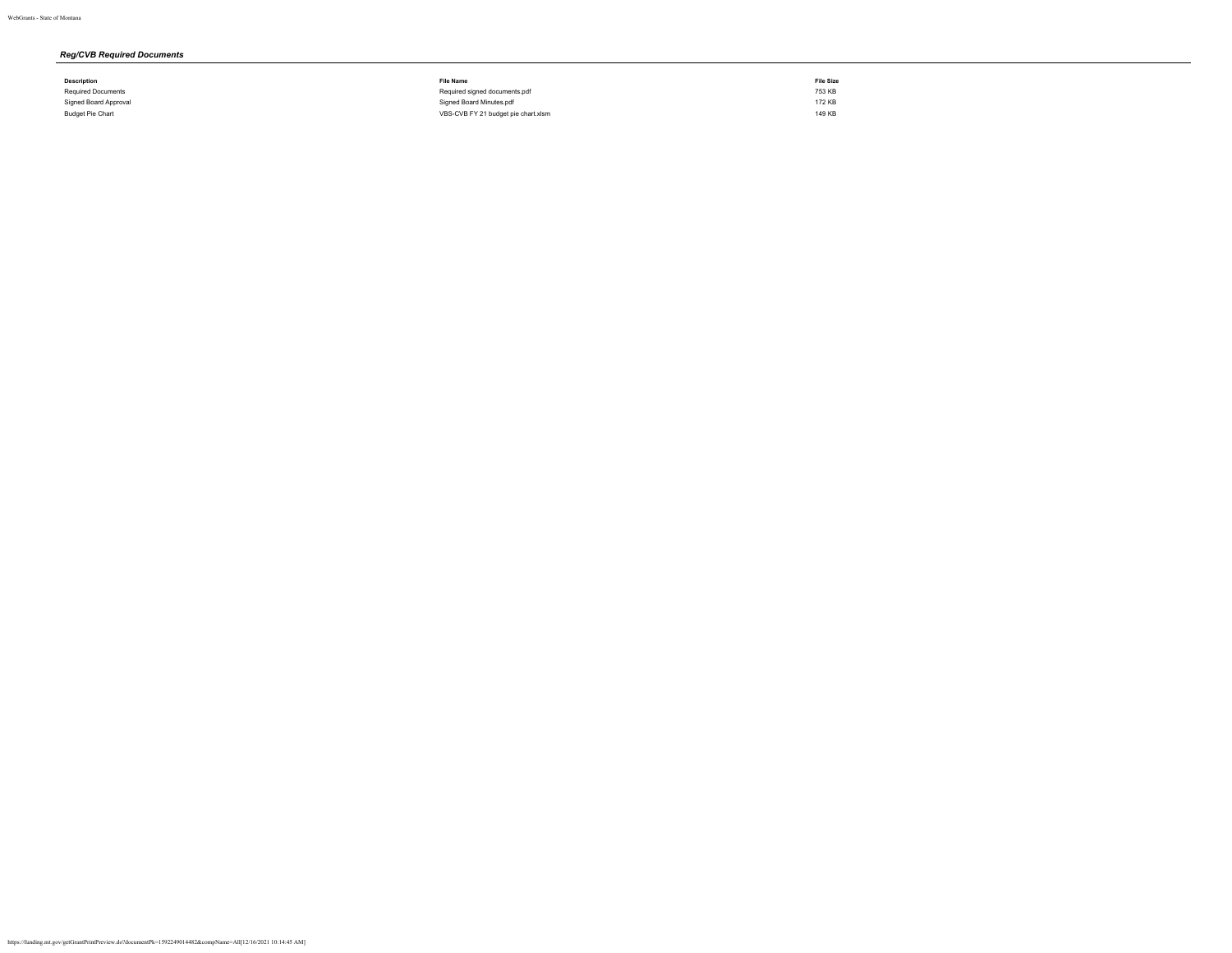## *Reg/CVB Required Documents*

| Description | File Name | File Size |
|---|---|---|
| Required Documents | Required signed documents.pdf | 753 KB |
| Signed Board Approval | Signed Board Minutes.pdf | 172 KB |
| Budget Pie Chart | VBS-CVB FY 21 budget pie chart.xlsm | 149 KB |